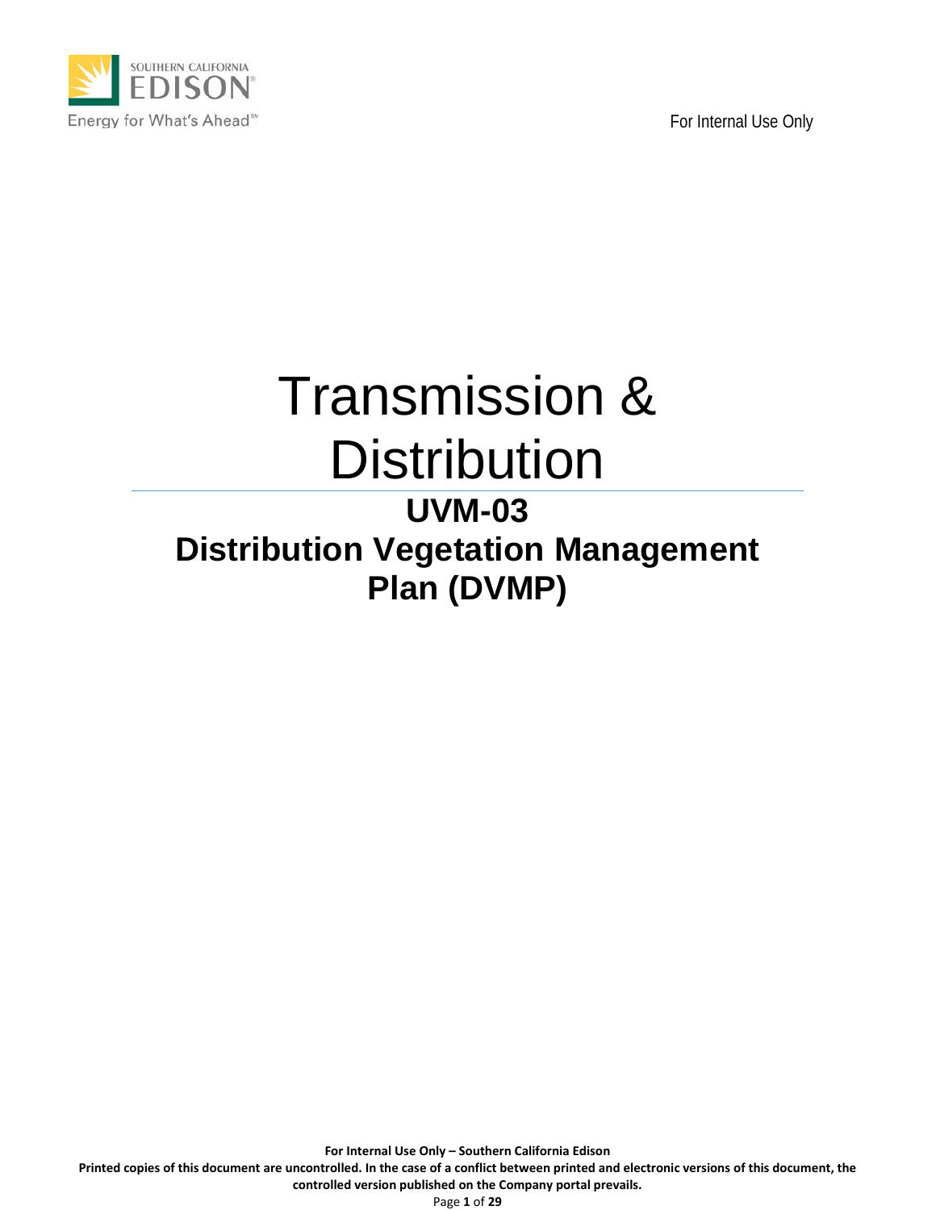For Internal Use Only

# Transmission & Distribution

## UVM-03
## Distribution Vegetation Management Plan (DVMP)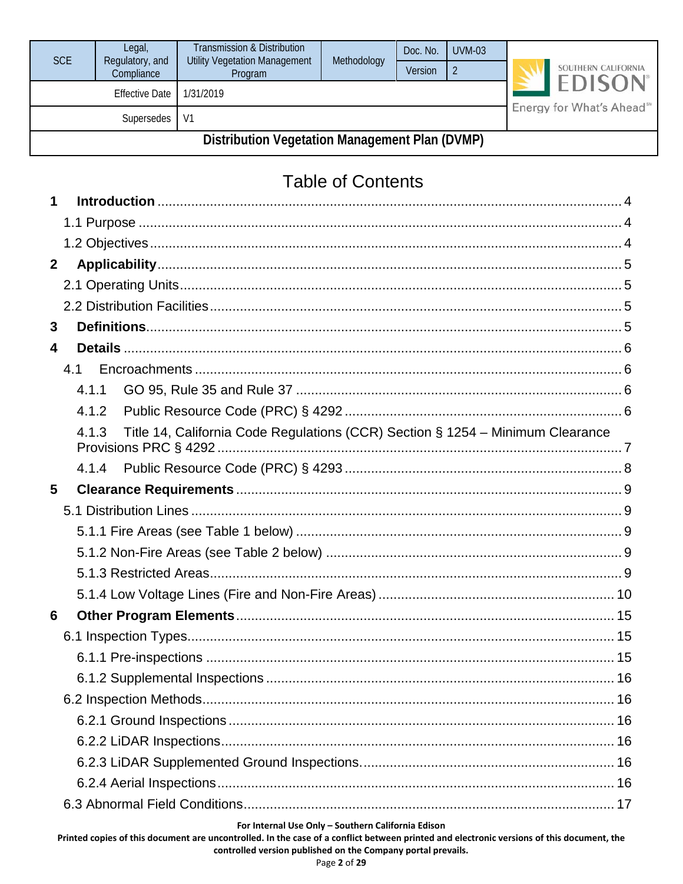# Table of Contents

1 **Introduction** ........ 4

1.1 Purpose ........ 4

1.2 Objectives ........ 4

2 **Applicability** ........ 5

2.1 Operating Units ........ 5

2.2 Distribution Facilities ........ 5

3 **Definitions** ........ 5

4 **Details** ........ 6

4.1 Encroachments ........ 6

4.1.1 GO 95, Rule 35 and Rule 37 ........ 6

4.1.2 Public Resource Code (PRC) § 4292 ........ 6

4.1.3 Title 14, California Code Regulations (CCR) Section § 1254 – Minimum Clearance Provisions PRC § 4292 ........ 7

4.1.4 Public Resource Code (PRC) § 4293 ........ 8

5 **Clearance Requirements** ........ 9

5.1 Distribution Lines ........ 9

5.1.1 Fire Areas (see Table 1 below) ........ 9

5.1.2 Non-Fire Areas (see Table 2 below) ........ 9

5.1.3 Restricted Areas ........ 9

5.1.4 Low Voltage Lines (Fire and Non-Fire Areas) ........ 10

6 **Other Program Elements** ........ 15

6.1 Inspection Types ........ 15

6.1.1 Pre-inspections ........ 15

6.1.2 Supplemental Inspections ........ 16

6.2 Inspection Methods ........ 16

6.2.1 Ground Inspections ........ 16

6.2.2 LiDAR Inspections ........ 16

6.2.3 LiDAR Supplemented Ground Inspections. ........ 16

6.2.4 Aerial Inspections ........ 16

6.3 Abnormal Field Conditions ........ 17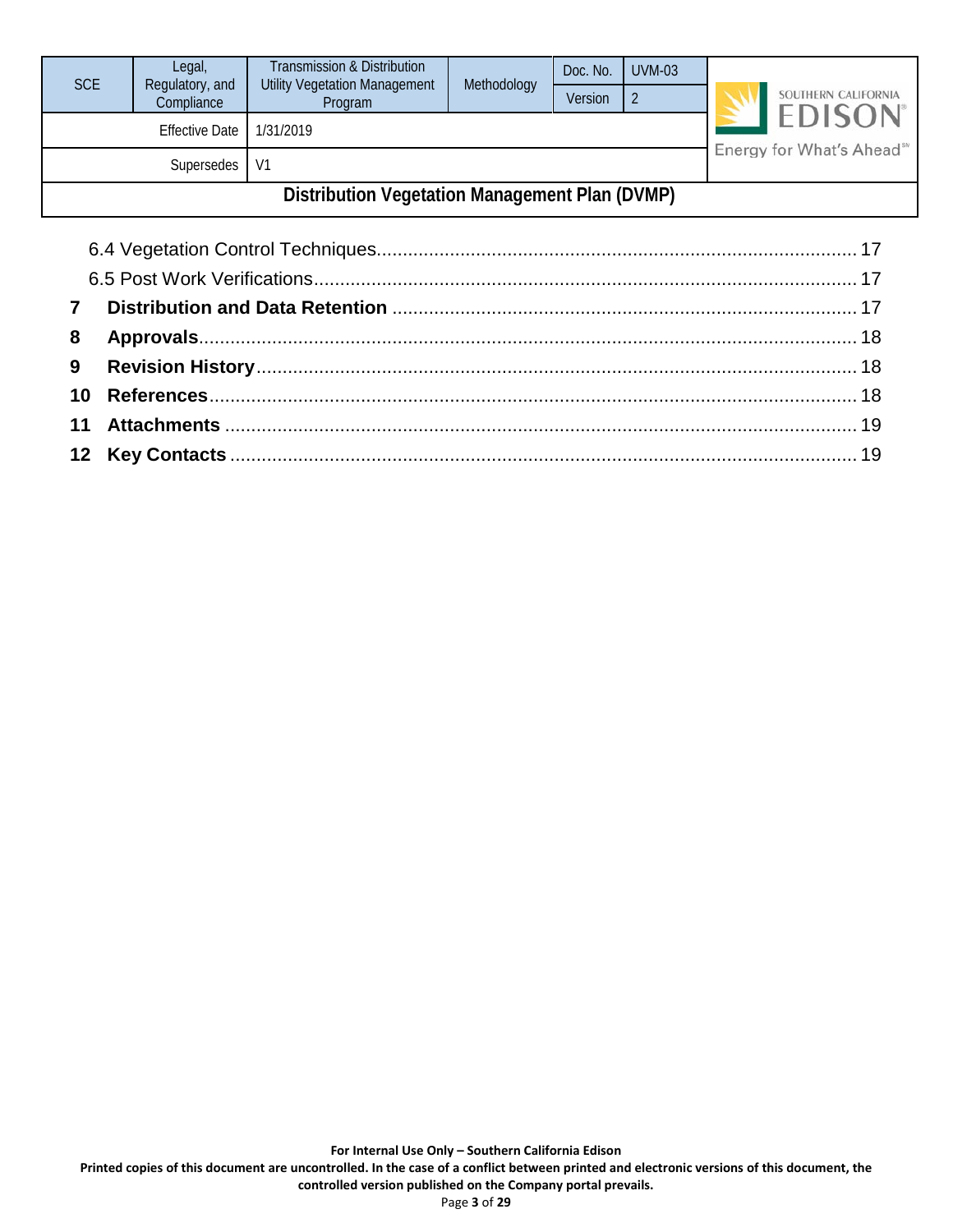6.4 Vegetation Control Techniques........................................................................................... 17

6.5 Post Work Verifications....................................................................................................... 17

**7 Distribution and Data Retention** ........................................................................................ 17

**8 Approvals**.............................................................................................................................. 18

**9 Revision History**.................................................................................................................... 18

**10 References**............................................................................................................................ 18

**11 Attachments** ......................................................................................................................... 19

**12 Key Contacts** ........................................................................................................................ 19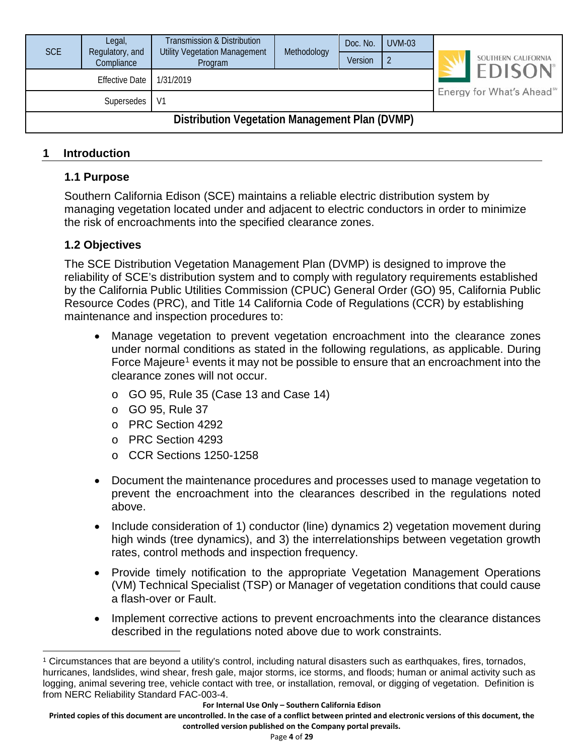# 1 Introduction

## 1.1 Purpose

Southern California Edison (SCE) maintains a reliable electric distribution system by managing vegetation located under and adjacent to electric conductors in order to minimize the risk of encroachments into the specified clearance zones.

## 1.2 Objectives

The SCE Distribution Vegetation Management Plan (DVMP) is designed to improve the reliability of SCE's distribution system and to comply with regulatory requirements established by the California Public Utilities Commission (CPUC) General Order (GO) 95, California Public Resource Codes (PRC), and Title 14 California Code of Regulations (CCR) by establishing maintenance and inspection procedures to:

- Manage vegetation to prevent vegetation encroachment into the clearance zones under normal conditions as stated in the following regulations, as applicable. During Force Majeure[1] events it may not be possible to ensure that an encroachment into the clearance zones will not occur.
  - GO 95, Rule 35 (Case 13 and Case 14)
  - GO 95, Rule 37
  - PRC Section 4292
  - PRC Section 4293
  - CCR Sections 1250-1258
- Document the maintenance procedures and processes used to manage vegetation to prevent the encroachment into the clearances described in the regulations noted above.
- Include consideration of 1) conductor (line) dynamics 2) vegetation movement during high winds (tree dynamics), and 3) the interrelationships between vegetation growth rates, control methods and inspection frequency.
- Provide timely notification to the appropriate Vegetation Management Operations (VM) Technical Specialist (TSP) or Manager of vegetation conditions that could cause a flash-over or Fault.
- Implement corrective actions to prevent encroachments into the clearance distances described in the regulations noted above due to work constraints.

[1] Circumstances that are beyond a utility's control, including natural disasters such as earthquakes, fires, tornados, hurricanes, landslides, wind shear, fresh gale, major storms, ice storms, and floods; human or animal activity such as logging, animal severing tree, vehicle contact with tree, or installation, removal, or digging of vegetation. Definition is from NERC Reliability Standard FAC-003-4.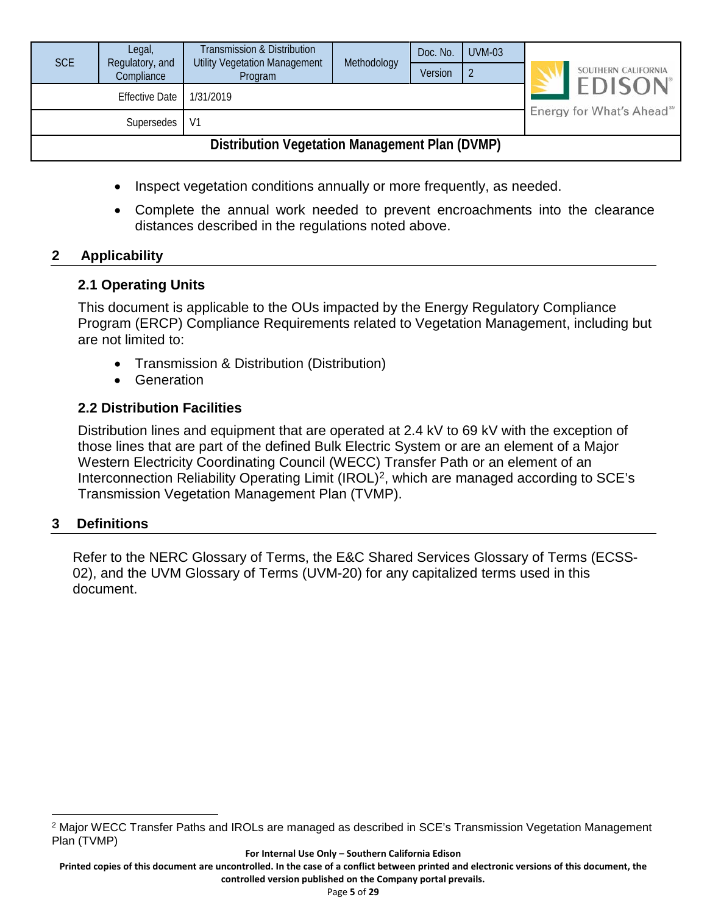- Inspect vegetation conditions annually or more frequently, as needed.
- Complete the annual work needed to prevent encroachments into the clearance distances described in the regulations noted above.

## 2 Applicability

### 2.1 Operating Units

This document is applicable to the OUs impacted by the Energy Regulatory Compliance Program (ERCP) Compliance Requirements related to Vegetation Management, including but are not limited to:

- Transmission & Distribution (Distribution)
- Generation

### 2.2 Distribution Facilities

Distribution lines and equipment that are operated at 2.4 kV to 69 kV with the exception of those lines that are part of the defined Bulk Electric System or are an element of a Major Western Electricity Coordinating Council (WECC) Transfer Path or an element of an Interconnection Reliability Operating Limit (IROL)[2], which are managed according to SCE's Transmission Vegetation Management Plan (TVMP).

## 3 Definitions

Refer to the NERC Glossary of Terms, the E&C Shared Services Glossary of Terms (ECSS-02), and the UVM Glossary of Terms (UVM-20) for any capitalized terms used in this document.

[2] Major WECC Transfer Paths and IROLs are managed as described in SCE's Transmission Vegetation Management Plan (TVMP)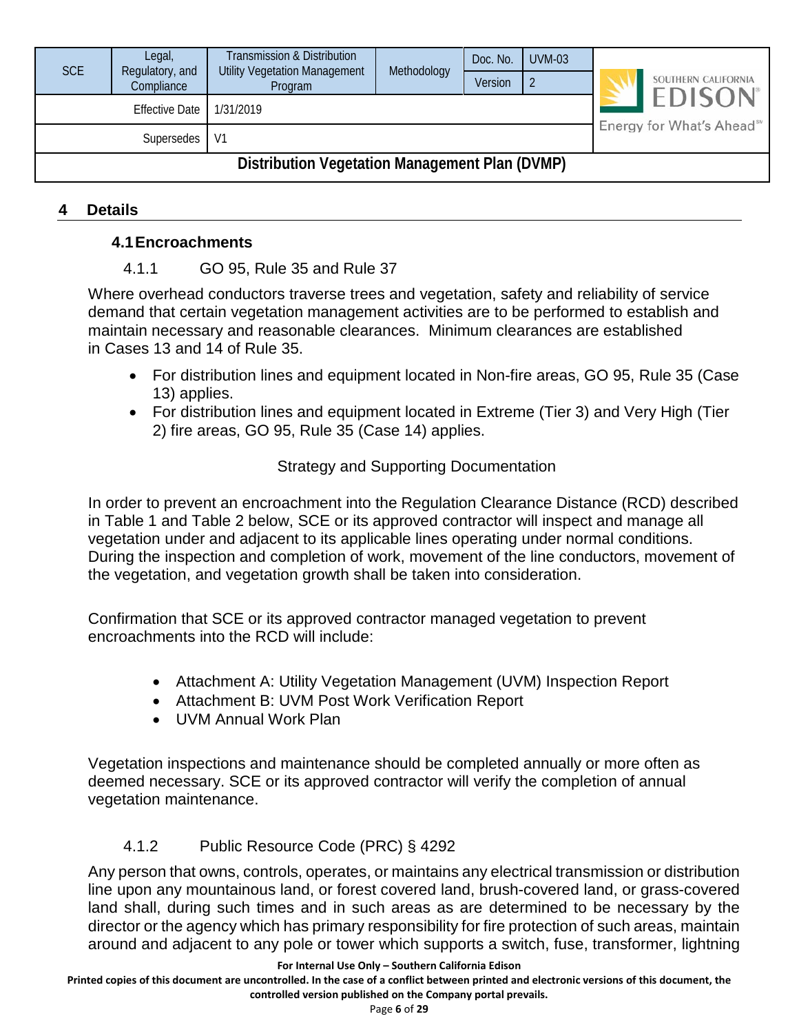## 4 Details

### 4.1 Encroachments

#### 4.1.1 GO 95, Rule 35 and Rule 37

Where overhead conductors traverse trees and vegetation, safety and reliability of service demand that certain vegetation management activities are to be performed to establish and maintain necessary and reasonable clearances. Minimum clearances are established in Cases 13 and 14 of Rule 35.

- For distribution lines and equipment located in Non-fire areas, GO 95, Rule 35 (Case 13) applies.
- For distribution lines and equipment located in Extreme (Tier 3) and Very High (Tier 2) fire areas, GO 95, Rule 35 (Case 14) applies.

Strategy and Supporting Documentation

In order to prevent an encroachment into the Regulation Clearance Distance (RCD) described in Table 1 and Table 2 below, SCE or its approved contractor will inspect and manage all vegetation under and adjacent to its applicable lines operating under normal conditions. During the inspection and completion of work, movement of the line conductors, movement of the vegetation, and vegetation growth shall be taken into consideration.

Confirmation that SCE or its approved contractor managed vegetation to prevent encroachments into the RCD will include:

- Attachment A: Utility Vegetation Management (UVM) Inspection Report
- Attachment B: UVM Post Work Verification Report
- UVM Annual Work Plan

Vegetation inspections and maintenance should be completed annually or more often as deemed necessary. SCE or its approved contractor will verify the completion of annual vegetation maintenance.

#### 4.1.2 Public Resource Code (PRC) § 4292

Any person that owns, controls, operates, or maintains any electrical transmission or distribution line upon any mountainous land, or forest covered land, brush-covered land, or grass-covered land shall, during such times and in such areas as are determined to be necessary by the director or the agency which has primary responsibility for fire protection of such areas, maintain around and adjacent to any pole or tower which supports a switch, fuse, transformer, lightning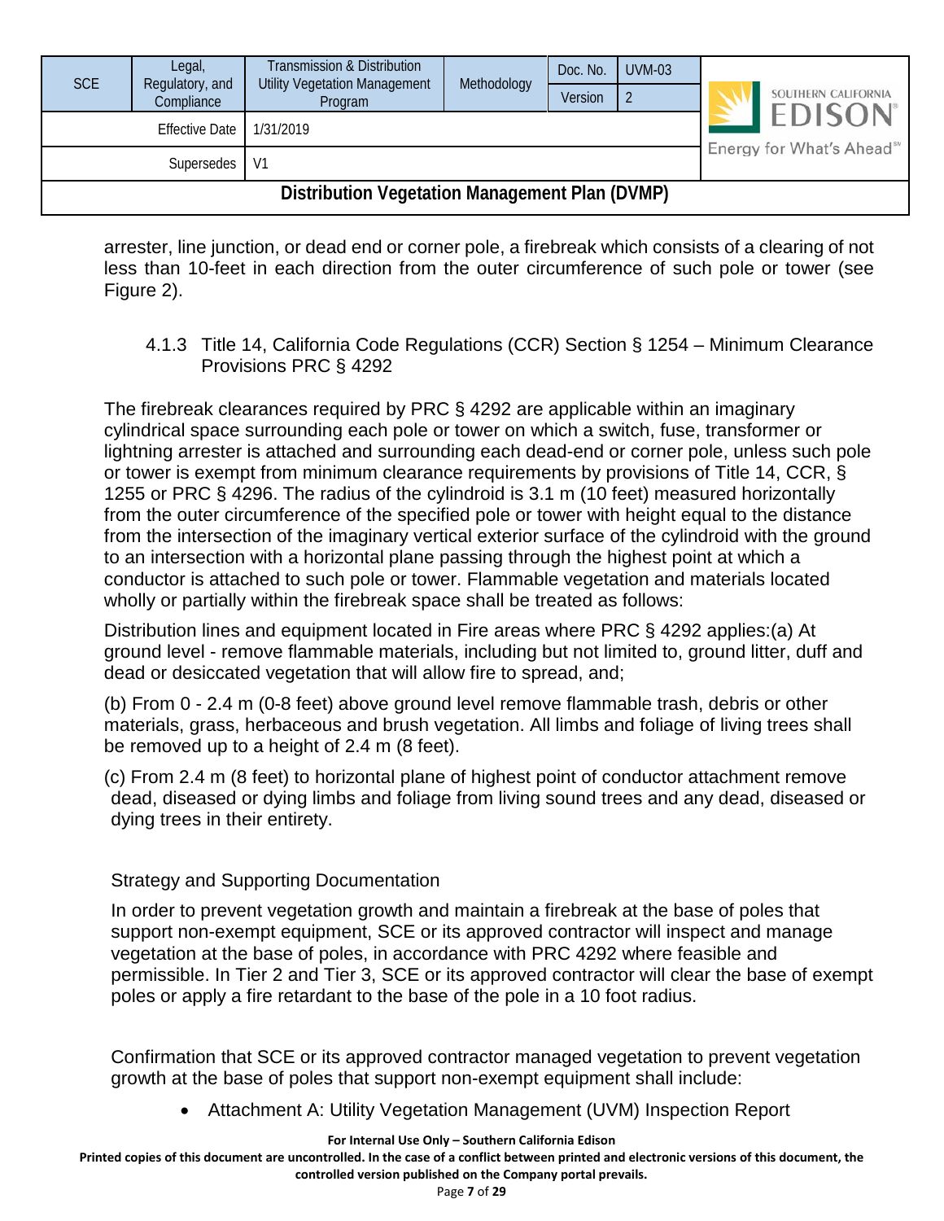arrester, line junction, or dead end or corner pole, a firebreak which consists of a clearing of not less than 10-feet in each direction from the outer circumference of such pole or tower (see Figure 2).

### 4.1.3 Title 14, California Code Regulations (CCR) Section § 1254 – Minimum Clearance Provisions PRC § 4292

The firebreak clearances required by PRC § 4292 are applicable within an imaginary cylindrical space surrounding each pole or tower on which a switch, fuse, transformer or lightning arrester is attached and surrounding each dead-end or corner pole, unless such pole or tower is exempt from minimum clearance requirements by provisions of Title 14, CCR, § 1255 or PRC § 4296. The radius of the cylindroid is 3.1 m (10 feet) measured horizontally from the outer circumference of the specified pole or tower with height equal to the distance from the intersection of the imaginary vertical exterior surface of the cylindroid with the ground to an intersection with a horizontal plane passing through the highest point at which a conductor is attached to such pole or tower. Flammable vegetation and materials located wholly or partially within the firebreak space shall be treated as follows:

Distribution lines and equipment located in Fire areas where PRC § 4292 applies:(a) At ground level - remove flammable materials, including but not limited to, ground litter, duff and dead or desiccated vegetation that will allow fire to spread, and;

(b) From 0 - 2.4 m (0-8 feet) above ground level remove flammable trash, debris or other materials, grass, herbaceous and brush vegetation. All limbs and foliage of living trees shall be removed up to a height of 2.4 m (8 feet).

(c) From 2.4 m (8 feet) to horizontal plane of highest point of conductor attachment remove dead, diseased or dying limbs and foliage from living sound trees and any dead, diseased or dying trees in their entirety.

Strategy and Supporting Documentation

In order to prevent vegetation growth and maintain a firebreak at the base of poles that support non-exempt equipment, SCE or its approved contractor will inspect and manage vegetation at the base of poles, in accordance with PRC 4292 where feasible and permissible. In Tier 2 and Tier 3, SCE or its approved contractor will clear the base of exempt poles or apply a fire retardant to the base of the pole in a 10 foot radius.

Confirmation that SCE or its approved contractor managed vegetation to prevent vegetation growth at the base of poles that support non-exempt equipment shall include:

- Attachment A: Utility Vegetation Management (UVM) Inspection Report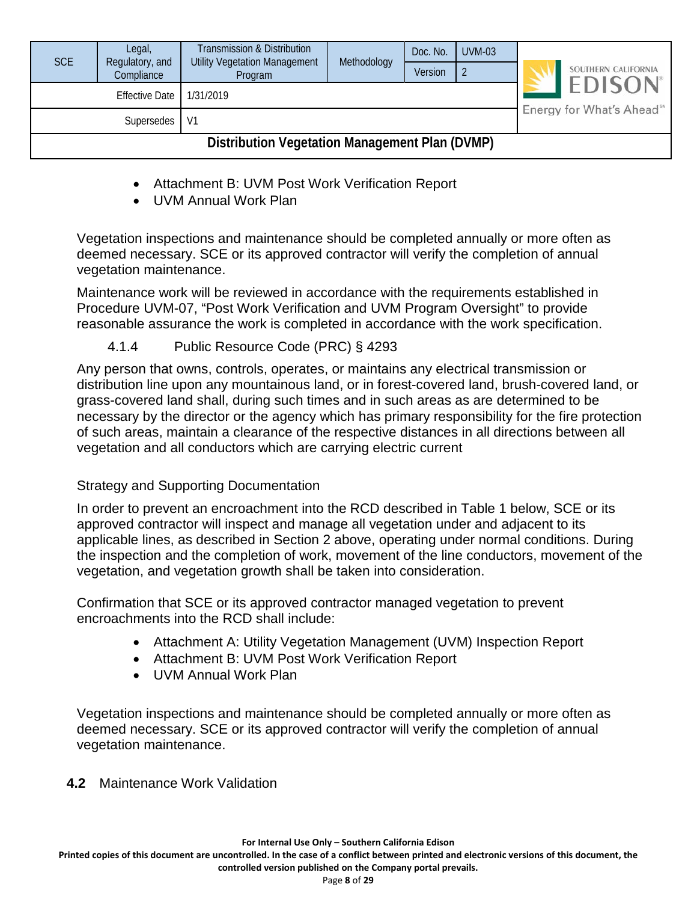- Attachment B: UVM Post Work Verification Report
- UVM Annual Work Plan

Vegetation inspections and maintenance should be completed annually or more often as deemed necessary. SCE or its approved contractor will verify the completion of annual vegetation maintenance.

Maintenance work will be reviewed in accordance with the requirements established in Procedure UVM-07, "Post Work Verification and UVM Program Oversight" to provide reasonable assurance the work is completed in accordance with the work specification.

#### 4.1.4 Public Resource Code (PRC) § 4293

Any person that owns, controls, operates, or maintains any electrical transmission or distribution line upon any mountainous land, or in forest-covered land, brush-covered land, or grass-covered land shall, during such times and in such areas as are determined to be necessary by the director or the agency which has primary responsibility for the fire protection of such areas, maintain a clearance of the respective distances in all directions between all vegetation and all conductors which are carrying electric current

Strategy and Supporting Documentation

In order to prevent an encroachment into the RCD described in Table 1 below, SCE or its approved contractor will inspect and manage all vegetation under and adjacent to its applicable lines, as described in Section 2 above, operating under normal conditions. During the inspection and the completion of work, movement of the line conductors, movement of the vegetation, and vegetation growth shall be taken into consideration.

Confirmation that SCE or its approved contractor managed vegetation to prevent encroachments into the RCD shall include:

- Attachment A: Utility Vegetation Management (UVM) Inspection Report
- Attachment B: UVM Post Work Verification Report
- UVM Annual Work Plan

Vegetation inspections and maintenance should be completed annually or more often as deemed necessary. SCE or its approved contractor will verify the completion of annual vegetation maintenance.

### 4.2 Maintenance Work Validation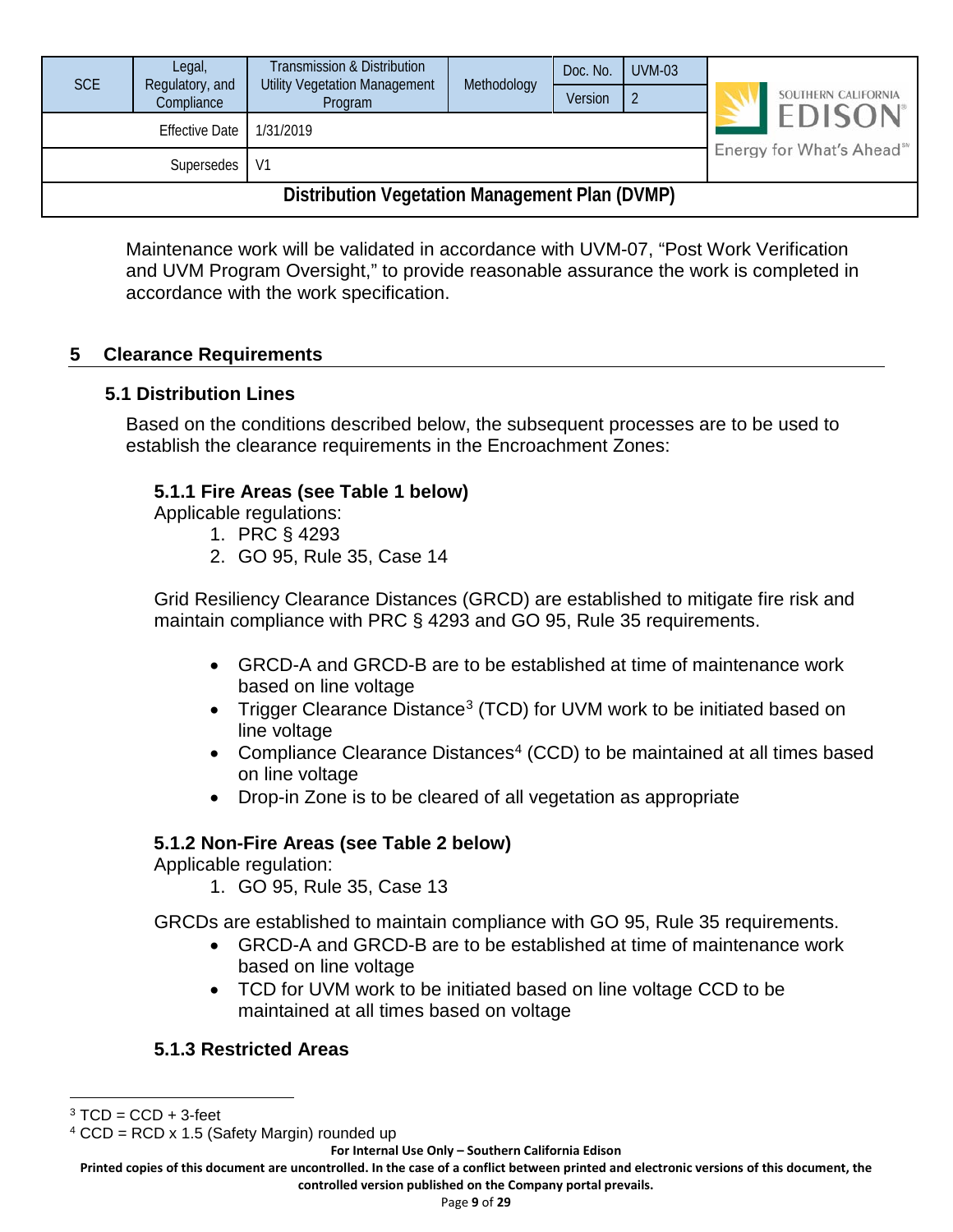Maintenance work will be validated in accordance with UVM-07, “Post Work Verification and UVM Program Oversight,” to provide reasonable assurance the work is completed in accordance with the work specification.

## 5 Clearance Requirements

### 5.1 Distribution Lines

Based on the conditions described below, the subsequent processes are to be used to establish the clearance requirements in the Encroachment Zones:

#### 5.1.1 Fire Areas (see Table 1 below)

Applicable regulations:

1. PRC § 4293
2. GO 95, Rule 35, Case 14

Grid Resiliency Clearance Distances (GRCD) are established to mitigate fire risk and maintain compliance with PRC § 4293 and GO 95, Rule 35 requirements.

- GRCD-A and GRCD-B are to be established at time of maintenance work based on line voltage
- Trigger Clearance Distance[3] (TCD) for UVM work to be initiated based on line voltage
- Compliance Clearance Distances[4] (CCD) to be maintained at all times based on line voltage
- Drop-in Zone is to be cleared of all vegetation as appropriate

#### 5.1.2 Non-Fire Areas (see Table 2 below)

Applicable regulation:

1. GO 95, Rule 35, Case 13

GRCDs are established to maintain compliance with GO 95, Rule 35 requirements.

- GRCD-A and GRCD-B are to be established at time of maintenance work based on line voltage
- TCD for UVM work to be initiated based on line voltage CCD to be maintained at all times based on voltage

#### 5.1.3 Restricted Areas

[3] TCD = CCD + 3-feet

[4] CCD = RCD x 1.5 (Safety Margin) rounded up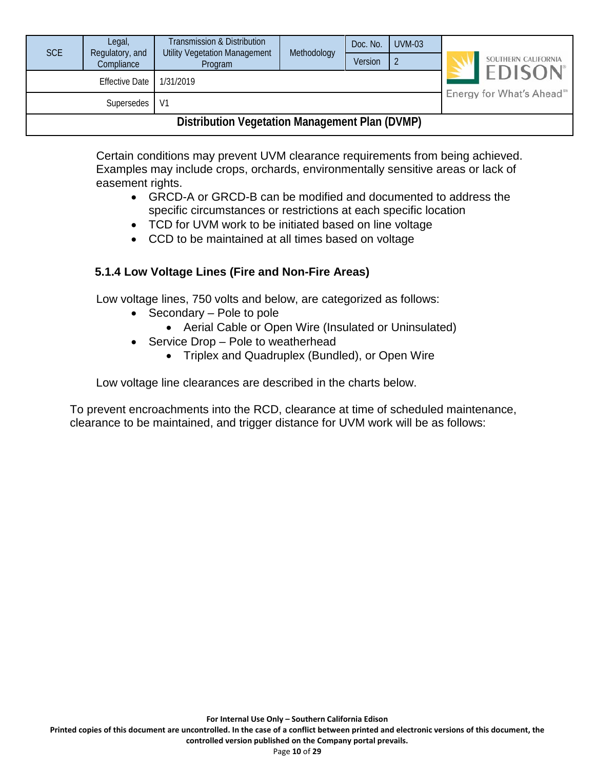Certain conditions may prevent UVM clearance requirements from being achieved. Examples may include crops, orchards, environmentally sensitive areas or lack of easement rights.

- GRCD-A or GRCD-B can be modified and documented to address the specific circumstances or restrictions at each specific location
- TCD for UVM work to be initiated based on line voltage
- CCD to be maintained at all times based on voltage

### 5.1.4 Low Voltage Lines (Fire and Non-Fire Areas)

Low voltage lines, 750 volts and below, are categorized as follows:

- Secondary – Pole to pole
  - Aerial Cable or Open Wire (Insulated or Uninsulated)
- Service Drop – Pole to weatherhead
  - Triplex and Quadruplex (Bundled), or Open Wire

Low voltage line clearances are described in the charts below.

To prevent encroachments into the RCD, clearance at time of scheduled maintenance, clearance to be maintained, and trigger distance for UVM work will be as follows: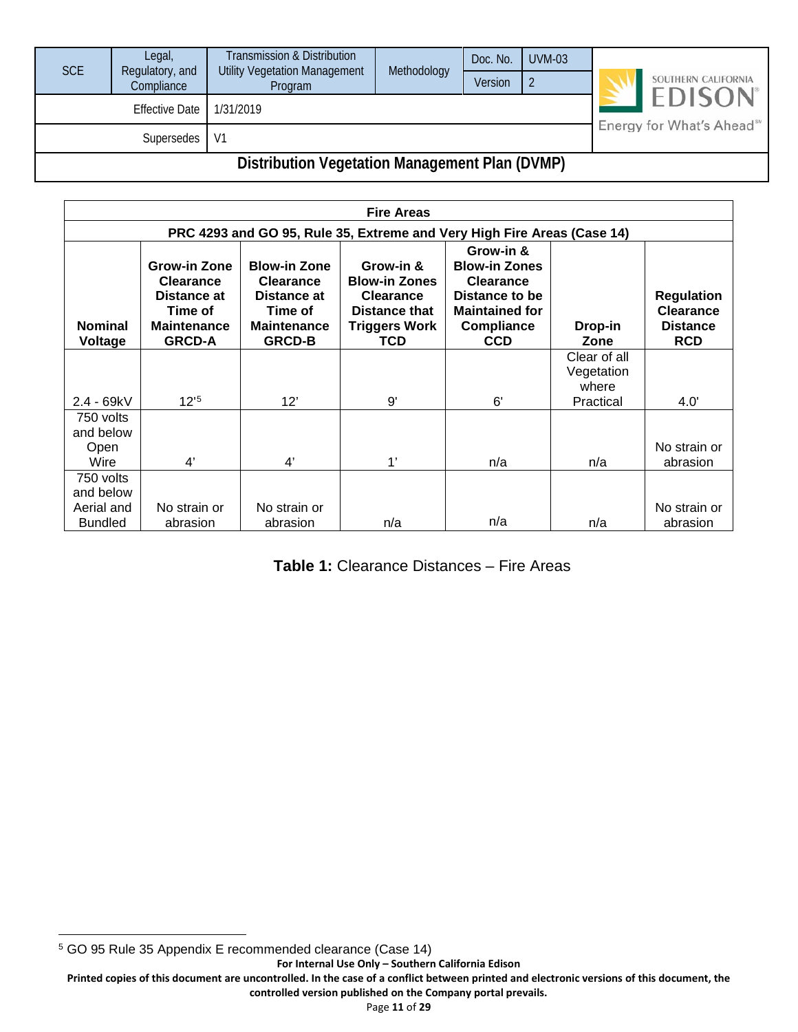| Fire Areas | | | | | | |
|---|---|---|---|---|---|---|
| **PRC 4293 and GO 95, Rule 35, Extreme and Very High Fire Areas (Case 14)** | | | | | | |
| **Nominal Voltage** | **Grow-in Zone Clearance Distance at Time of Maintenance GRCD-A** | **Blow-in Zone Clearance Distance at Time of Maintenance GRCD-B** | **Grow-in & Blow-in Zones Clearance Distance that Triggers Work TCD** | **Grow-in & Blow-in Zones Clearance Distance to be Maintained for Compliance CCD** | **Drop-in Zone** | **Regulation Clearance Distance RCD** |
| 2.4 - 69kV | 12'[5] | 12' | 9' | 6' | Clear of all Vegetation where Practical | 4.0' |
| 750 volts and below Open Wire | 4' | 4' | 1' | n/a | n/a | No strain or abrasion |
| 750 volts and below Aerial and Bundled | No strain or abrasion | No strain or abrasion | n/a | n/a | n/a | No strain or abrasion |

**Table 1:** Clearance Distances – Fire Areas

[5] GO 95 Rule 35 Appendix E recommended clearance (Case 14)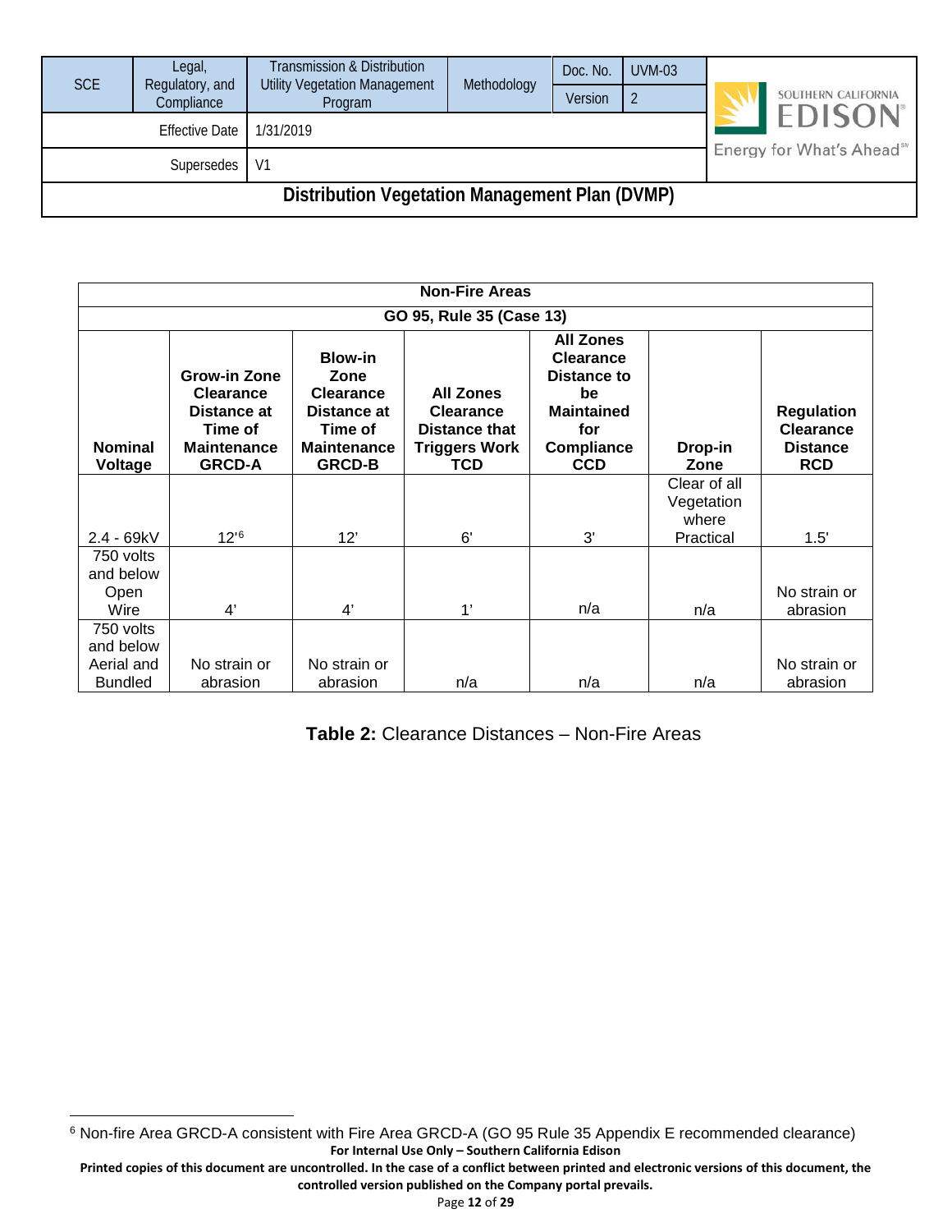| Non-Fire Areas | | | | | | |
|---|---|---|---|---|---|---|
| GO 95, Rule 35 (Case 13) | | | | | | |
| **Nominal Voltage** | **Grow-in Zone Clearance Distance at Time of Maintenance GRCD-A** | **Blow-in Zone Clearance Distance at Time of Maintenance GRCD-B** | **All Zones Clearance Distance that Triggers Work TCD** | **All Zones Clearance Distance to be Maintained for Compliance CCD** | **Drop-in Zone** | **Regulation Clearance Distance RCD** |
| 2.4 - 69kV | 12'[6] | 12' | 6' | 3' | Clear of all Vegetation where Practical | 1.5' |
| 750 volts and below Open Wire | 4' | 4' | 1' | n/a | n/a | No strain or abrasion |
| 750 volts and below Aerial and Bundled | No strain or abrasion | No strain or abrasion | n/a | n/a | n/a | No strain or abrasion |

**Table 2:** Clearance Distances – Non-Fire Areas

[6] Non-fire Area GRCD-A consistent with Fire Area GRCD-A (GO 95 Rule 35 Appendix E recommended clearance)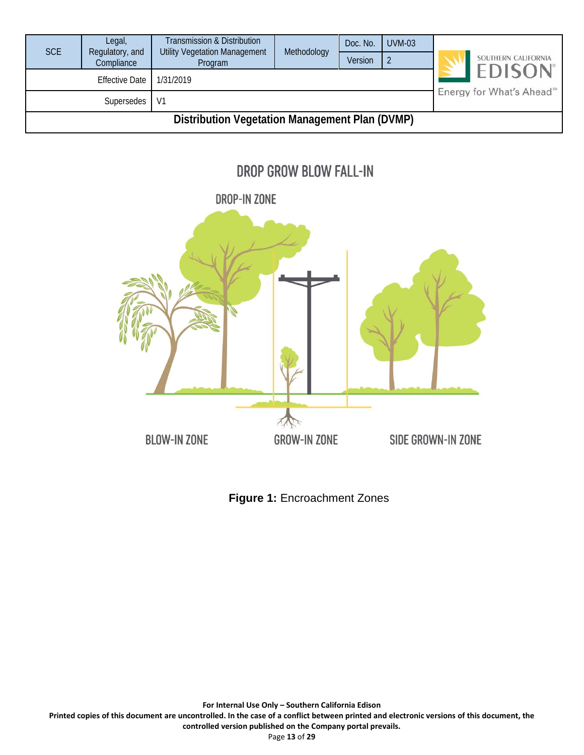DROP GROW BLOW FALL-IN

DROP-IN ZONE

BLOW-IN ZONE

GROW-IN ZONE

SIDE GROWN-IN ZONE

**Figure 1:** Encroachment Zones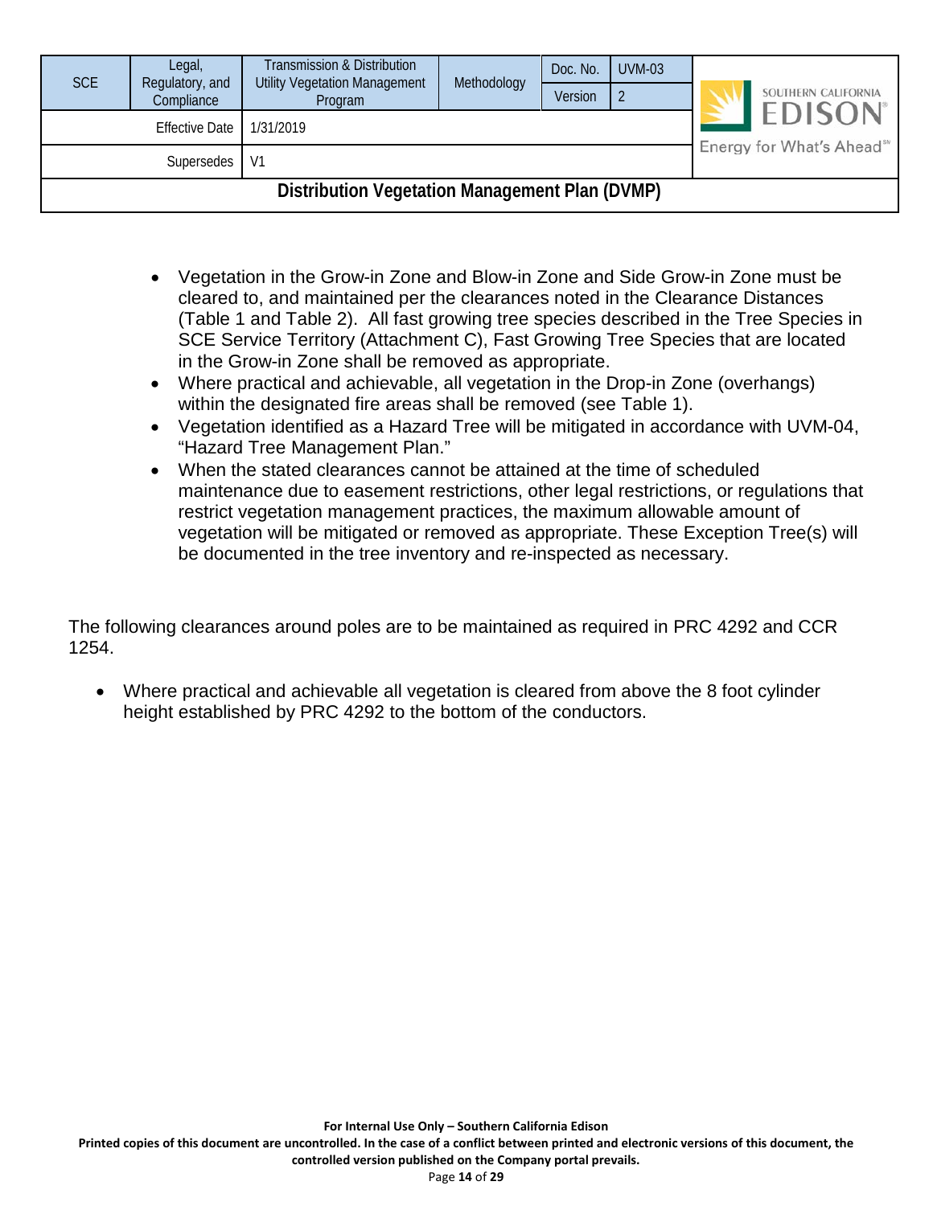- Vegetation in the Grow-in Zone and Blow-in Zone and Side Grow-in Zone must be cleared to, and maintained per the clearances noted in the Clearance Distances (Table 1 and Table 2). All fast growing tree species described in the Tree Species in SCE Service Territory (Attachment C), Fast Growing Tree Species that are located in the Grow-in Zone shall be removed as appropriate.
- Where practical and achievable, all vegetation in the Drop-in Zone (overhangs) within the designated fire areas shall be removed (see Table 1).
- Vegetation identified as a Hazard Tree will be mitigated in accordance with UVM-04, "Hazard Tree Management Plan."
- When the stated clearances cannot be attained at the time of scheduled maintenance due to easement restrictions, other legal restrictions, or regulations that restrict vegetation management practices, the maximum allowable amount of vegetation will be mitigated or removed as appropriate. These Exception Tree(s) will be documented in the tree inventory and re-inspected as necessary.

The following clearances around poles are to be maintained as required in PRC 4292 and CCR 1254.

- Where practical and achievable all vegetation is cleared from above the 8 foot cylinder height established by PRC 4292 to the bottom of the conductors.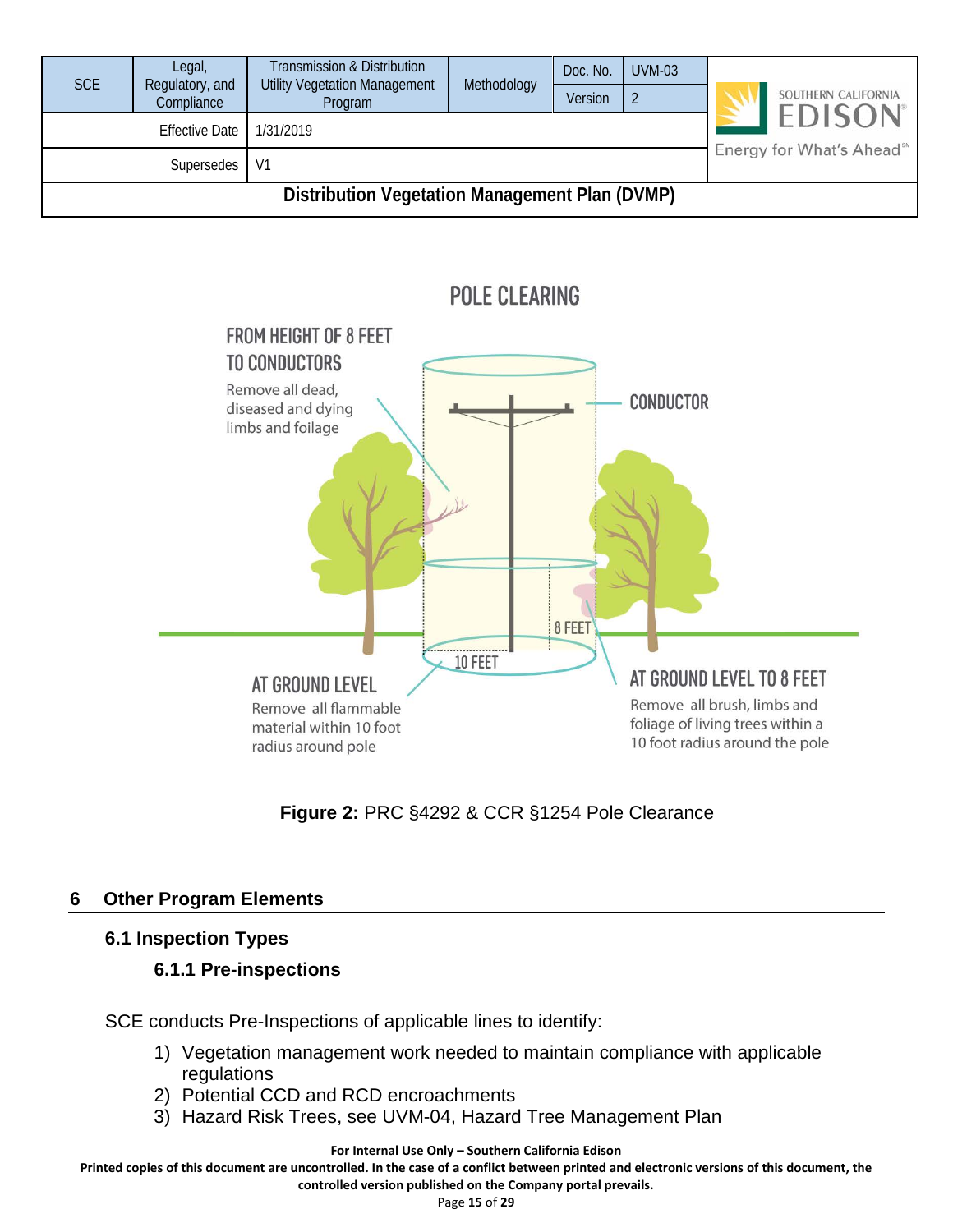POLE CLEARING

FROM HEIGHT OF 8 FEET TO CONDUCTORS

Remove all dead, diseased and dying limbs and foilage

CONDUCTOR

8 FEET

10 FEET

AT GROUND LEVEL

Remove all flammable material within 10 foot radius around pole

AT GROUND LEVEL TO 8 FEET

Remove all brush, limbs and foliage of living trees within a 10 foot radius around the pole

**Figure 2:** PRC §4292 & CCR §1254 Pole Clearance

# 6 Other Program Elements

## 6.1 Inspection Types

### 6.1.1 Pre-inspections

SCE conducts Pre-Inspections of applicable lines to identify:

1) Vegetation management work needed to maintain compliance with applicable regulations
2) Potential CCD and RCD encroachments
3) Hazard Risk Trees, see UVM-04, Hazard Tree Management Plan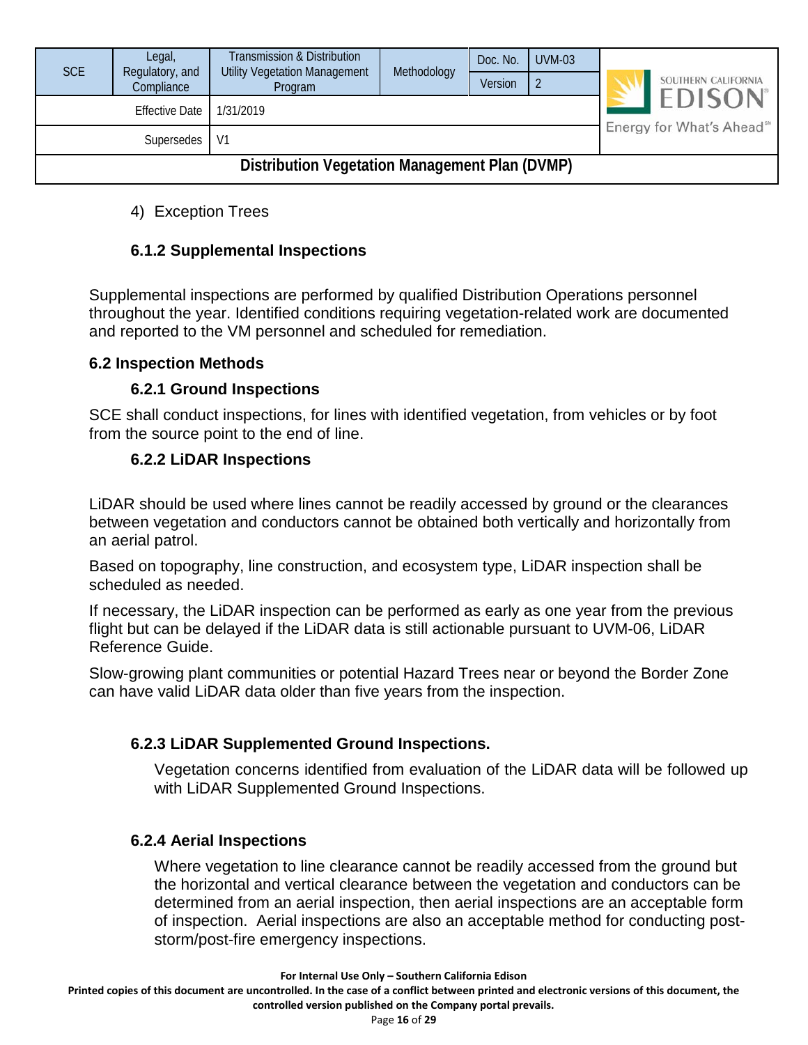4) Exception Trees

### 6.1.2 Supplemental Inspections

Supplemental inspections are performed by qualified Distribution Operations personnel throughout the year. Identified conditions requiring vegetation-related work are documented and reported to the VM personnel and scheduled for remediation.

## 6.2 Inspection Methods

### 6.2.1 Ground Inspections

SCE shall conduct inspections, for lines with identified vegetation, from vehicles or by foot from the source point to the end of line.

### 6.2.2 LiDAR Inspections

LiDAR should be used where lines cannot be readily accessed by ground or the clearances between vegetation and conductors cannot be obtained both vertically and horizontally from an aerial patrol.

Based on topography, line construction, and ecosystem type, LiDAR inspection shall be scheduled as needed.

If necessary, the LiDAR inspection can be performed as early as one year from the previous flight but can be delayed if the LiDAR data is still actionable pursuant to UVM-06, LiDAR Reference Guide.

Slow-growing plant communities or potential Hazard Trees near or beyond the Border Zone can have valid LiDAR data older than five years from the inspection.

### 6.2.3 LiDAR Supplemented Ground Inspections.

Vegetation concerns identified from evaluation of the LiDAR data will be followed up with LiDAR Supplemented Ground Inspections.

### 6.2.4 Aerial Inspections

Where vegetation to line clearance cannot be readily accessed from the ground but the horizontal and vertical clearance between the vegetation and conductors can be determined from an aerial inspection, then aerial inspections are an acceptable form of inspection. Aerial inspections are also an acceptable method for conducting post-storm/post-fire emergency inspections.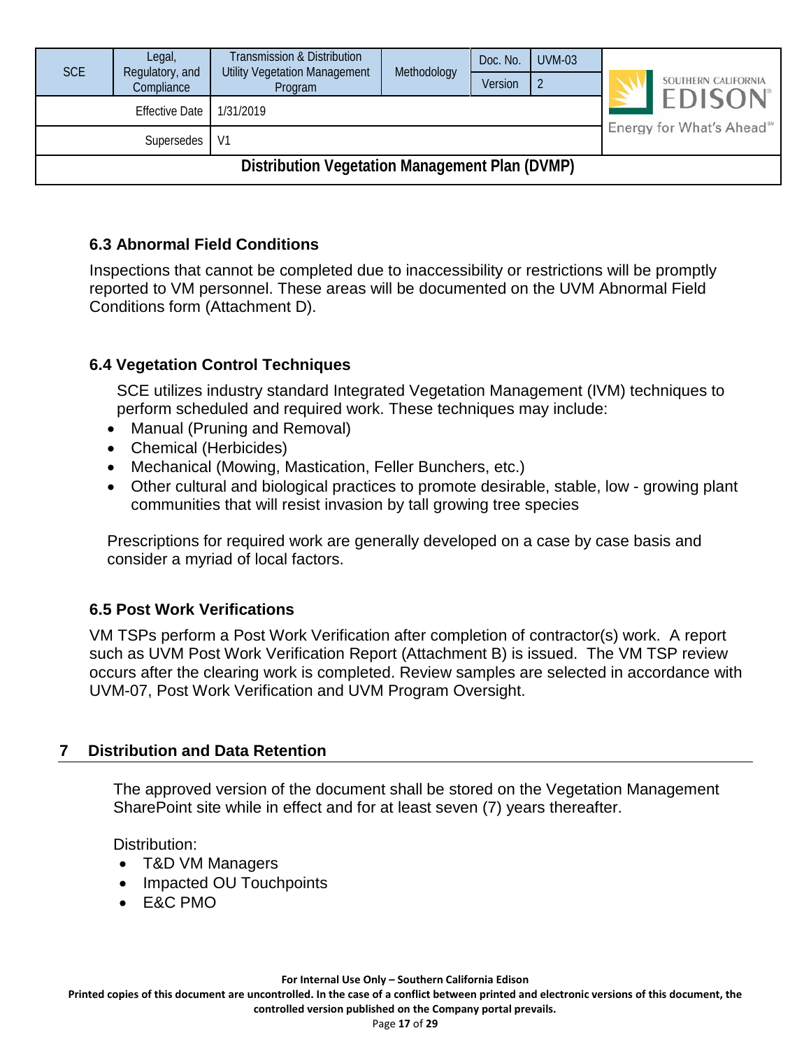### 6.3 Abnormal Field Conditions

Inspections that cannot be completed due to inaccessibility or restrictions will be promptly reported to VM personnel. These areas will be documented on the UVM Abnormal Field Conditions form (Attachment D).

### 6.4 Vegetation Control Techniques

SCE utilizes industry standard Integrated Vegetation Management (IVM) techniques to perform scheduled and required work. These techniques may include:

- Manual (Pruning and Removal)
- Chemical (Herbicides)
- Mechanical (Mowing, Mastication, Feller Bunchers, etc.)
- Other cultural and biological practices to promote desirable, stable, low - growing plant communities that will resist invasion by tall growing tree species

Prescriptions for required work are generally developed on a case by case basis and consider a myriad of local factors.

### 6.5 Post Work Verifications

VM TSPs perform a Post Work Verification after completion of contractor(s) work. A report such as UVM Post Work Verification Report (Attachment B) is issued. The VM TSP review occurs after the clearing work is completed. Review samples are selected in accordance with UVM-07, Post Work Verification and UVM Program Oversight.

## 7 Distribution and Data Retention

The approved version of the document shall be stored on the Vegetation Management SharePoint site while in effect and for at least seven (7) years thereafter.

Distribution:

- T&D VM Managers
- Impacted OU Touchpoints
- E&C PMO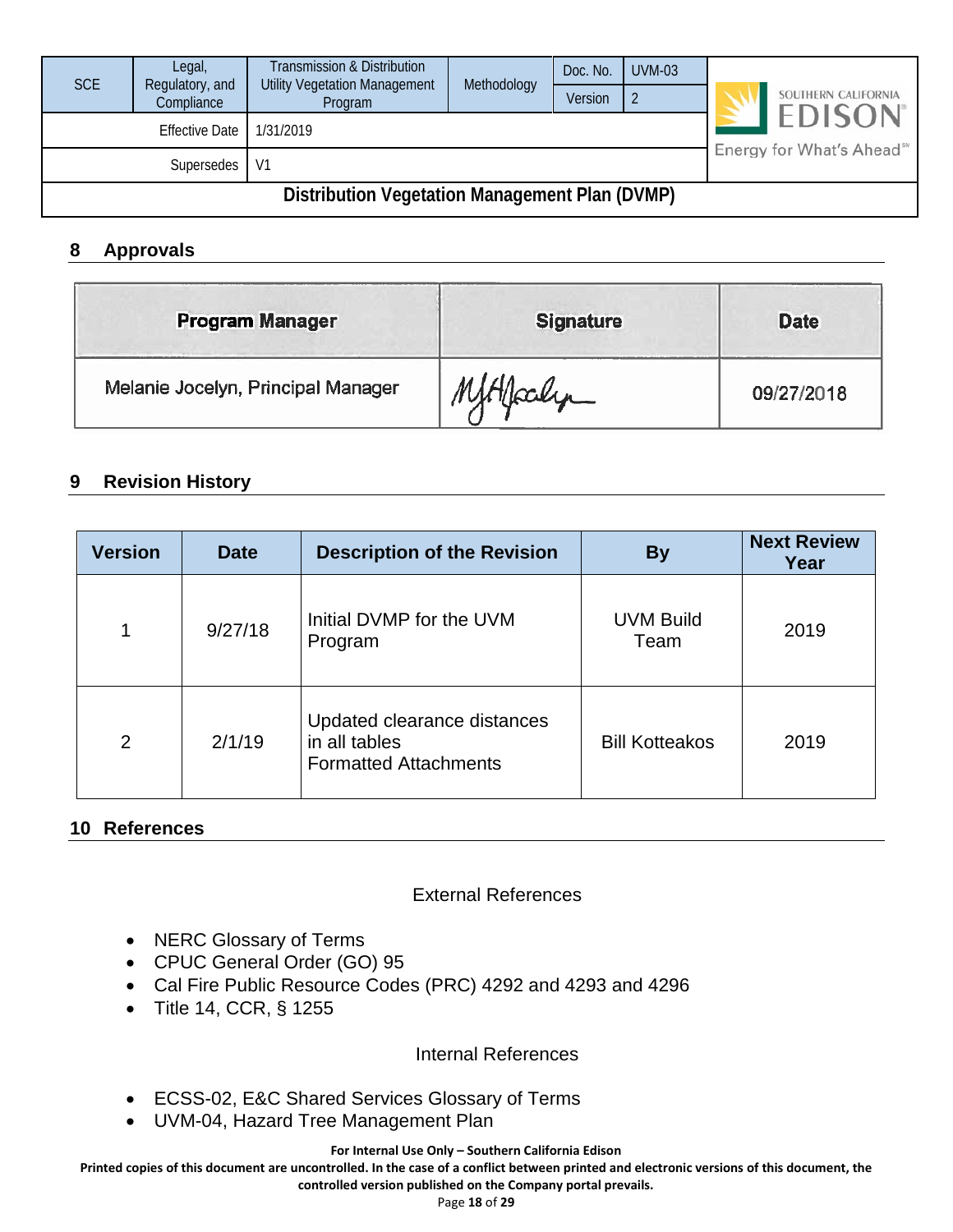## 8 Approvals

| Program Manager | Signature | Date |
|---|---|---|
| Melanie Jocelyn, Principal Manager | MJAJocelyn | 09/27/2018 |

## 9 Revision History

| Version | Date | Description of the Revision | By | Next Review Year |
|---|---|---|---|---|
| 1 | 9/27/18 | Initial DVMP for the UVM Program | UVM Build Team | 2019 |
| 2 | 2/1/19 | Updated clearance distances in all tables<br>Formatted Attachments | Bill Kotteakos | 2019 |

## 10 References

External References

- NERC Glossary of Terms
- CPUC General Order (GO) 95
- Cal Fire Public Resource Codes (PRC) 4292 and 4293 and 4296
- Title 14, CCR, § 1255

Internal References

- ECSS-02, E&C Shared Services Glossary of Terms
- UVM-04, Hazard Tree Management Plan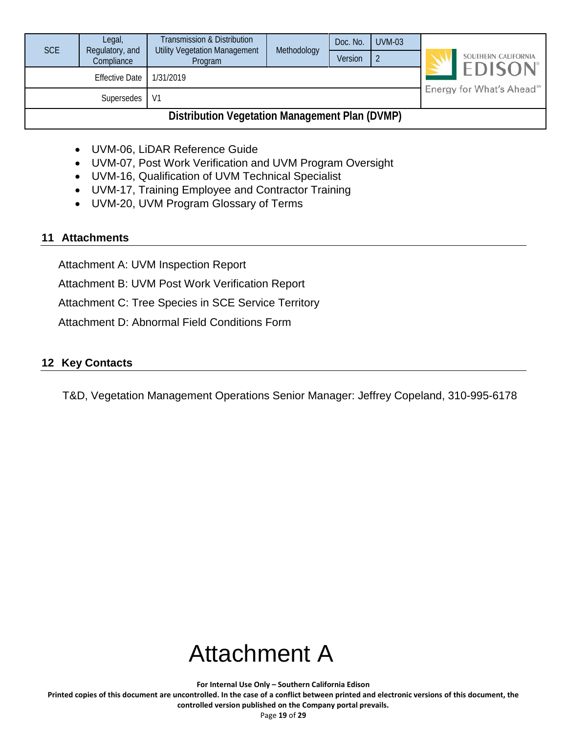- UVM-06, LiDAR Reference Guide
- UVM-07, Post Work Verification and UVM Program Oversight
- UVM-16, Qualification of UVM Technical Specialist
- UVM-17, Training Employee and Contractor Training
- UVM-20, UVM Program Glossary of Terms

## 11 Attachments

Attachment A: UVM Inspection Report

Attachment B: UVM Post Work Verification Report

Attachment C: Tree Species in SCE Service Territory

Attachment D: Abnormal Field Conditions Form

## 12 Key Contacts

T&D, Vegetation Management Operations Senior Manager: Jeffrey Copeland, 310-995-6178

# Attachment A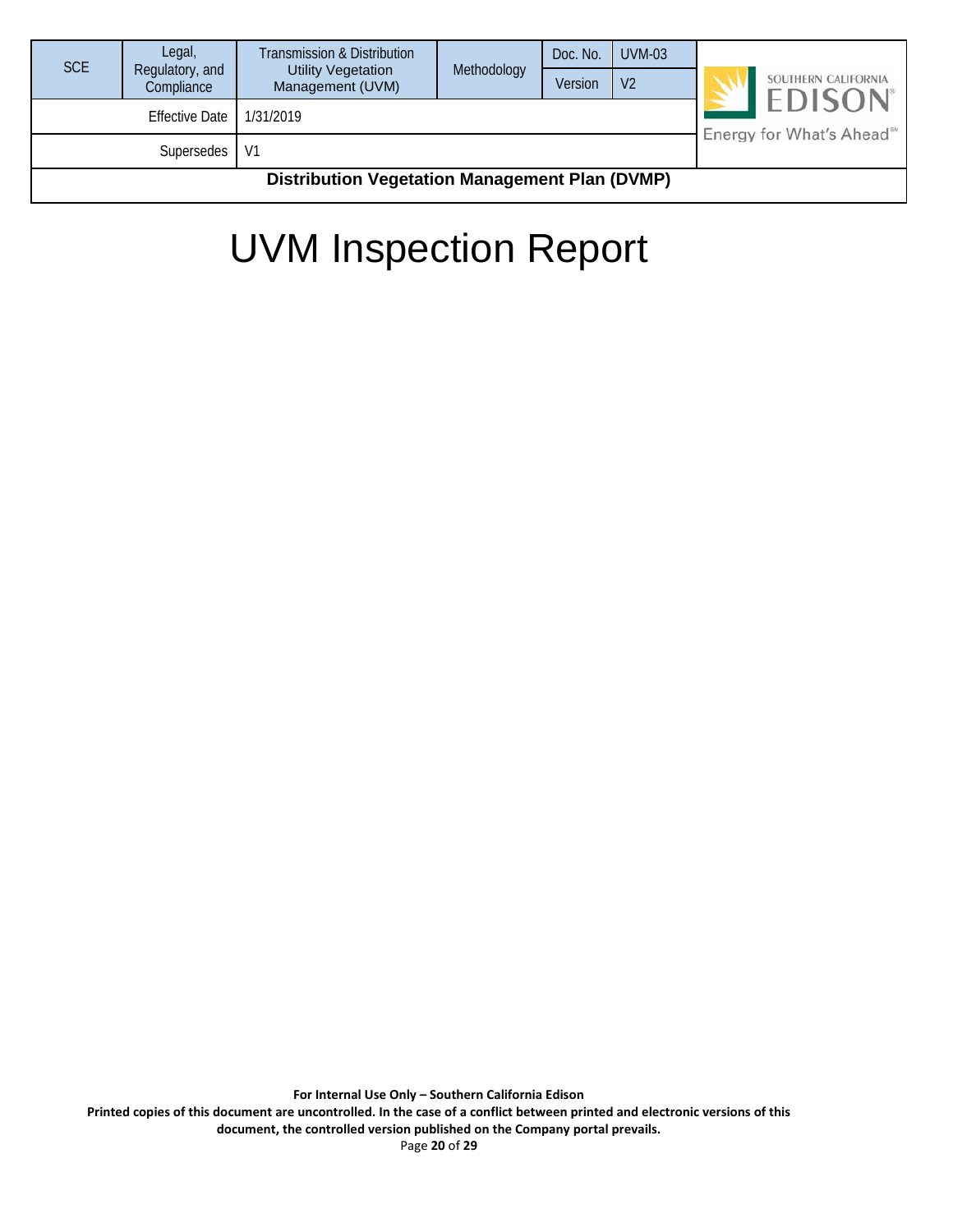# UVM Inspection Report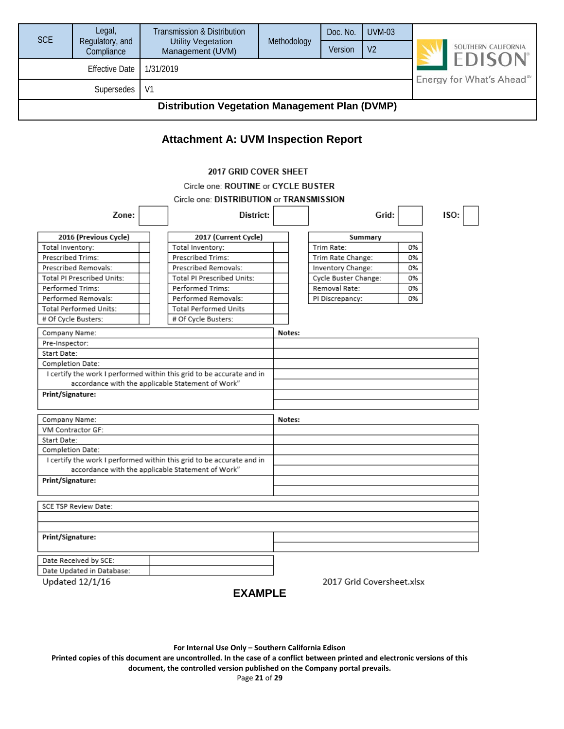| SCE | Legal, Regulatory, and Compliance | Transmission & Distribution Utility Vegetation Management (UVM) | Methodology | Doc. No. | UVM-03 |
|---|---|---|---|---|---|
| | | | | Version | V2 |
| | Effective Date | 1/31/2019 | | | |
| | Supersedes | V1 | | | |

**Distribution Vegetation Management Plan (DVMP)**

## Attachment A: UVM Inspection Report

**2017 GRID COVER SHEET**

Circle one: **ROUTINE** or **CYCLE BUSTER**

Circle one: **DISTRIBUTION** or **TRANSMISSION**

**Zone:** ___ **District:** ___ **Grid:** ___ **ISO:** ___

| 2016 (Previous Cycle) | |
|---|---|
| Total Inventory: | |
| Prescribed Trims: | |
| Prescribed Removals: | |
| Total PI Prescribed Units: | |
| Performed Trims: | |
| Performed Removals: | |
| Total Performed Units: | |
| # Of Cycle Busters: | |

| 2017 (Current Cycle) | |
|---|---|
| Total Inventory: | |
| Prescribed Trims: | |
| Prescribed Removals: | |
| Total PI Prescribed Units: | |
| Performed Trims: | |
| Performed Removals: | |
| Total Performed Units | |
| # Of Cycle Busters: | |

| Summary | |
|---|---|
| Trim Rate: | 0% |
| Trim Rate Change: | 0% |
| Inventory Change: | 0% |
| Cycle Buster Change: | 0% |
| Removal Rate: | 0% |
| PI Discrepancy: | 0% |

| | **Notes:** |
|---|---|
| Company Name: | |
| Pre-Inspector: | |
| Start Date: | |
| Completion Date: | |
| I certify the work I performed within this grid to be accurate and in accordance with the applicable Statement of Work" | |
| **Print/Signature:** | |

| | **Notes:** |
|---|---|
| Company Name: | |
| VM Contractor GF: | |
| Start Date: | |
| Completion Date: | |
| I certify the work I performed within this grid to be accurate and in accordance with the applicable Statement of Work" | |
| **Print/Signature:** | |

| SCE TSP Review Date: | |
|---|---|
| | |
| | |
| **Print/Signature:** | |

| Date Received by SCE: | |
|---|---|
| Date Updated in Database: | |

Updated 12/1/16 2017 Grid Coversheet.xlsx

**EXAMPLE**

**For Internal Use Only – Southern California Edison**

**Printed copies of this document are uncontrolled. In the case of a conflict between printed and electronic versions of this document, the controlled version published on the Company portal prevails.**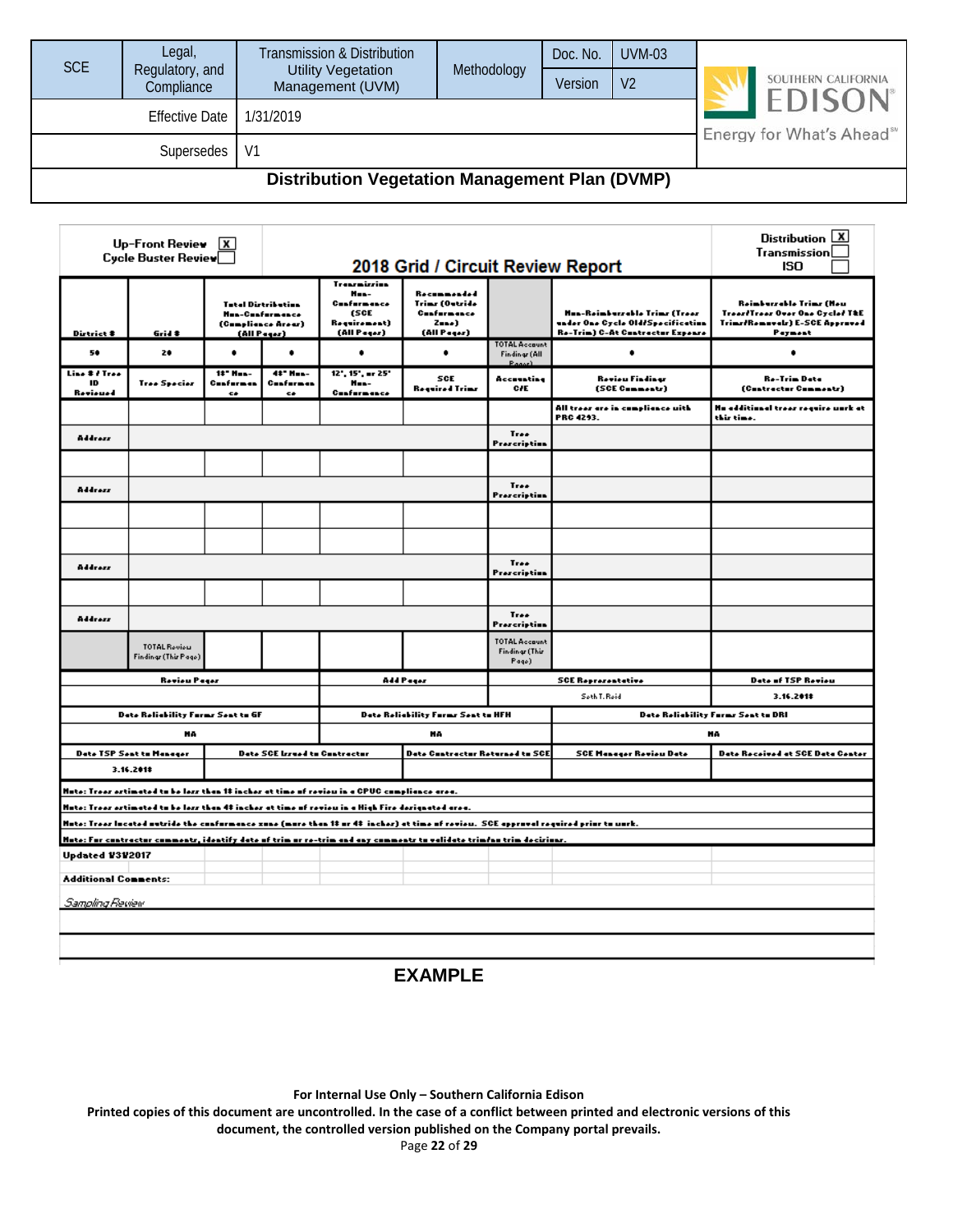## Distribution Vegetation Management Plan (DVMP)

Up-Front Review [X]
Cycle Buster Review [ ]

**2018 Grid / Circuit Review Report**

Distribution [X]
Transmission [ ]
ISO [ ]

| District # | Grid # | Total Distribution Non-Conformance (Compliance Areas) (All Pages) | | Transmission Non-Conformance (SCE Requirement) (All Pages) | Recommended Trims (Outside Conformance Zone) (All Pages) | | Non-Reimbursable Trims (Trees under One Cycle Old/Specification Re-Trim) C-At Contractor Expense | Reimbursable Trims (New Trees/Trees Over One Cycle/ T&E Trims/Removals) E-SCE Approved Payment |
|---|---|---|---|---|---|---|---|---|
| 50 | 20 | 0 | 0 | 0 | 0 | TOTAL Account Findings (All Pages) | 0 | 0 |
| Line # / Tree ID Reviewed | Tree Species | 18" Non-Conformance | 48" Non-Conformance | 12", 15", or 25" Non-Conformance | SCE Required Trims | Accounting C/E | Review Findings (SCE Comments) | Re-Trim Date (Contractor Comments) |
| | | | | | | | All trees are in compliance with PRC 4293. | No additional trees require work at this time. |
| Address | | | | | | Tree Prescription | | |
| | | | | | | | | |
| Address | | | | | | Tree Prescription | | |
| | | | | | | | | |
| | | | | | | | | |
| Address | | | | | | Tree Prescription | | |
| | | | | | | | | |
| Address | | | | | | Tree Prescription | | |
| | TOTAL Review Findings (This Page) | | | | | TOTAL Account Findings (This Page) | | |

| Review Pages | Add Pages | SCE Representative | Date of TSP Review |
|---|---|---|---|
| | | Seth T. Reid | 3.16.2018 |

| Date Reliability Forms Sent to GF | Date Reliability Forms Sent to HFH | Date Reliability Forms Sent to DRI |
|---|---|---|
| NA | NA | NA |

| Date TSP Sent to Manager | Date SCE Issued to Contractor | Date Contractor Returned to SCE | SCE Manager Review Date | Date Received at SCE Data Center |
|---|---|---|---|---|
| 3.16.2018 | | | | |

Note: Trees estimated to be less than 18 inches at time of review in a CPUC compliance area.

Note: Trees estimated to be less than 48 inches at time of review in a High Fire designated area.

Note: Trees located outside the conformance zone (more than 18 or 48 inches) at time of review. SCE approval required prior to work.

Note: For contractor comments, identify date of trim or re-trim and any comments to validate trim/no trim decisions.

Updated 1/31/2017

**Additional Comments:**

*Sampling Review*

**EXAMPLE**

**For Internal Use Only – Southern California Edison**
**Printed copies of this document are uncontrolled. In the case of a conflict between printed and electronic versions of this document, the controlled version published on the Company portal prevails.**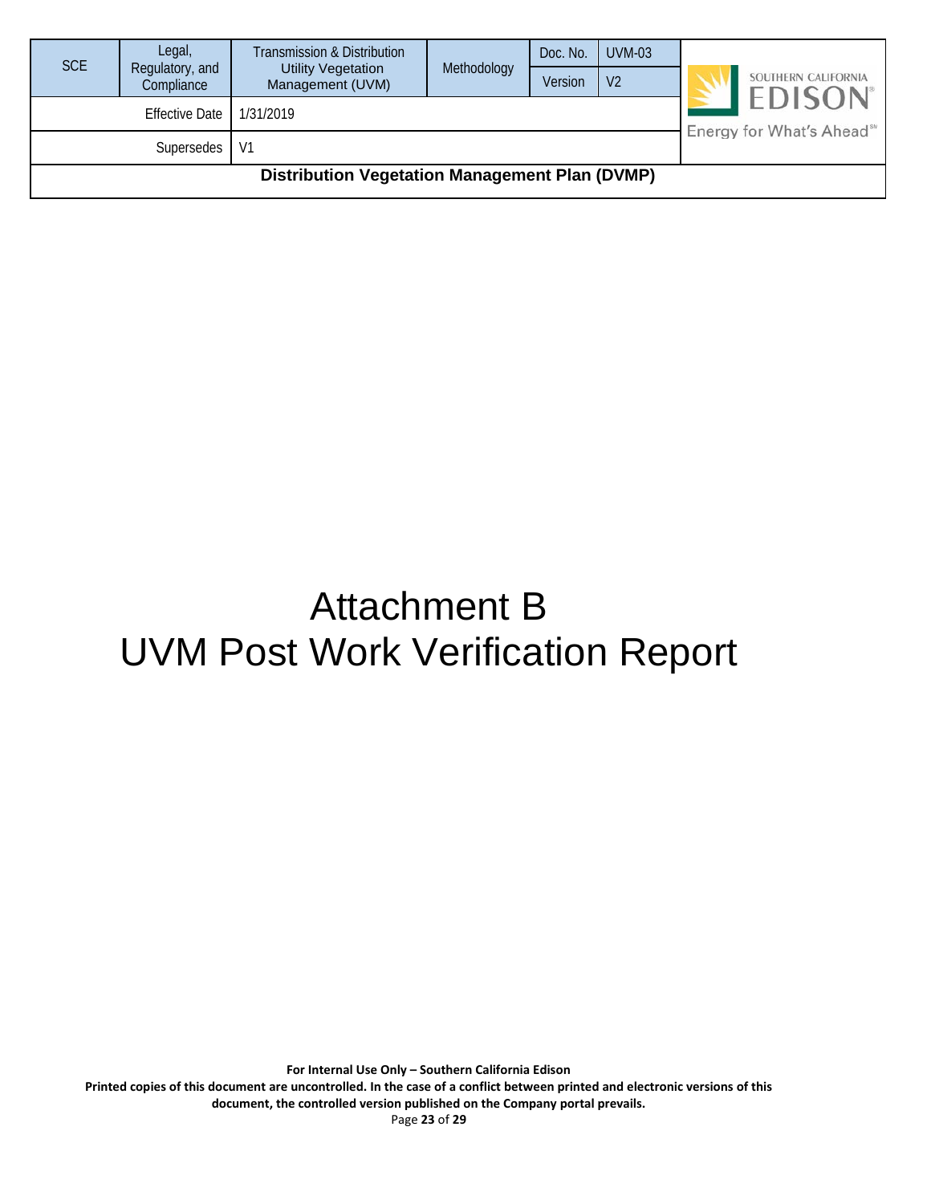# Attachment B

# UVM Post Work Verification Report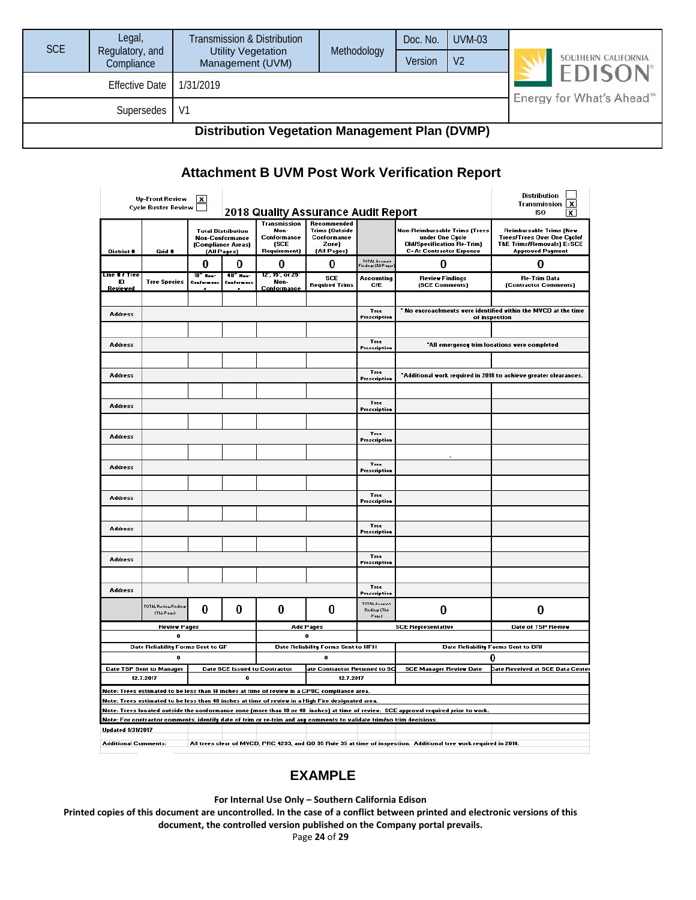| SCE | Legal, Regulatory, and Compliance | Transmission & Distribution Utility Vegetation Management (UVM) | Methodology | Doc. No. | UVM-03 |
|---|---|---|---|---|---|
| | | | | Version | V2 |
| | Effective Date | 1/31/2019 | | | |
| | Supersedes | V1 | | | |

**Distribution Vegetation Management Plan (DVMP)**

## Attachment B UVM Post Work Verification Report

Up-Front Review [X]
Cycle Buster Review [ ]

**2018 Quality Assurance Audit Report**

Distribution [ ]
Transmission [X]
ISO [X]

| District # | Grid # | Total Distibution Non-Conformance (Compliance Areas) (All Pages) | | Transmission Non-Conformance (SCE Requirement) | Recommended Trims (Outside Conformance Zone) (All Pages) | | Non-Reimbursable Trims (Trees under One Cycle Old/Specification Re-Trim) C-At Contractor Expense | Reimbursable Trims (New Trees/Trees Over One Cycle/ T&E Trims/Removals) E=SCE Approved Payment |
|---|---|---|---|---|---|---|---|---|
| | | 0 | 0 | 0 | 0 | TOTAL Account Findings (All Pages) | 0 | 0 |
| Line # / Tree ID Reviewed | Tree Species | 18" Non-Conformance | 48" Non-Conformance | 12', 15', or 25' Non-Conformance | SCE Required Trims | Accounting C/E | Review Findings (SCE Comments) | Re-Trim Data (Contractor Comments) |
| | | | | | | | | |
| Address | | | | | | Tree Prescription | * No encroachments were identified within the MVCD at the time of inspection | |
| | | | | | | | | |
| Address | | | | | | Tree Prescription | *All emergency trim locations were completed | |
| | | | | | | | | |
| Address | | | | | | Tree Prescription | *Additional work required in 2018 to achieve greater clearances. | |
| | | | | | | | | |
| Address | | | | | | Tree Prescription | | |
| | | | | | | | | |
| Address | | | | | | Tree Prescription | | |
| | | | | | | | | |
| Address | | | | | | Tree Prescription | | |
| | | | | | | | | |
| Address | | | | | | Tree Prescription | | |
| | | | | | | | | |
| Address | | | | | | Tree Prescription | | |
| | | | | | | | | |
| Address | | | | | | Tree Prescription | | |
| | | | | | | | | |
| Address | | | | | | Tree Prescription | | |
| | TOTAL Review Findings (This Page) | 0 | 0 | 0 | 0 | TOTAL Account Findings (This Page) | 0 | 0 |

| Review Pages | Add Pages | SCE Representative | Date of TSP Review |
|---|---|---|---|
| 0 | 0 | | |

| Date Reliability Forms Sent to GF | Date Reliability Forms Sent to NFH | Date Reliability Forms Sent to DRI |
|---|---|---|
| 0 | 0 | 0 |

| Date TSP Sent to Manager | Date SCE Issued to Contractor | Date Contractor Returned to SCE | SCE Manager Review Date | Date Received at SCE Data Center |
|---|---|---|---|---|
| 12.7.2017 | 0 | 12.7.2017 | | |

Note: Trees estimated to be less than 18 inches at time of review in a CPUC compliance area.
Note: Trees estimated to be less than 48 inches at time of review in a High Fire designated area.
Note: Trees located outside the conformance zone (more than 18 or 48 inches) at time of review. SCE approval required prior to work.
Note: For contractor comments, identify date of trim or re-trim and any comments to validate trim/no trim decisions.

Updated 1/31/2017

Additional Comments: All trees clear of MVCD, PRC 4293, and GO 95 Rule 35 at time of inspection. Additional tree work required in 2018.

## EXAMPLE

For Internal Use Only – Southern California Edison
Printed copies of this document are uncontrolled. In the case of a conflict between printed and electronic versions of this document, the controlled version published on the Company portal prevails.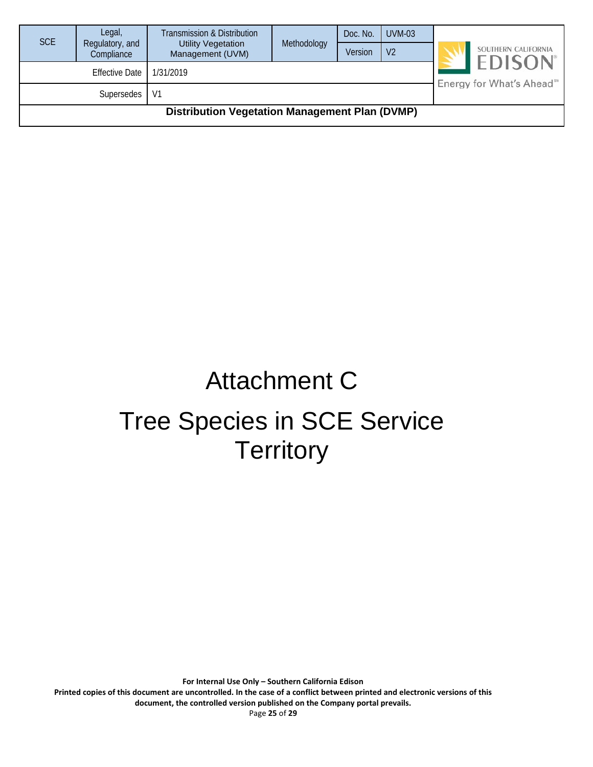# Attachment C

# Tree Species in SCE Service Territory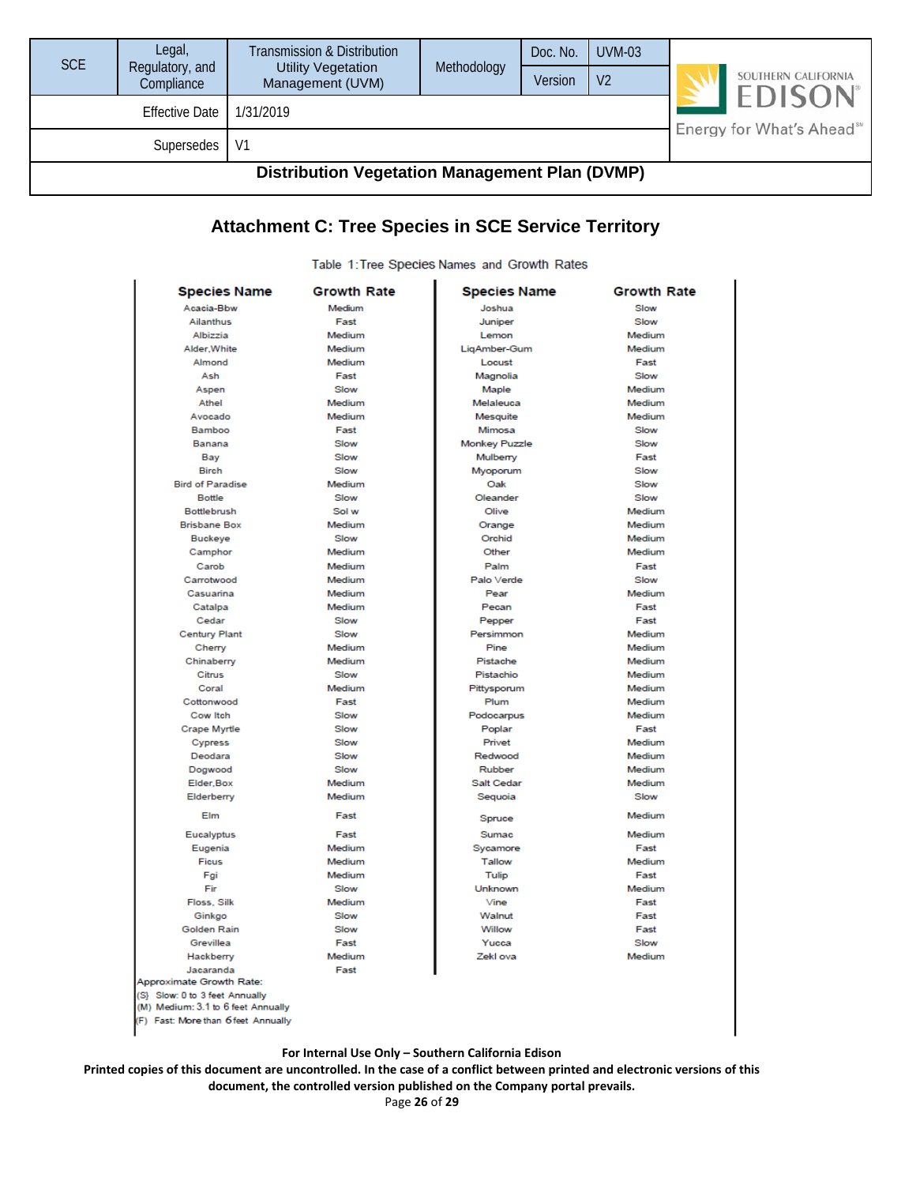## Attachment C: Tree Species in SCE Service Territory

Table 1: Tree Species Names and Growth Rates

| Species Name | Growth Rate | Species Name | Growth Rate |
|---|---|---|---|
| Acacia-Bbw | Medium | Joshua | Slow |
| Ailanthus | Fast | Juniper | Slow |
| Albizzia | Medium | Lemon | Medium |
| Alder,White | Medium | LiqAmber-Gum | Medium |
| Almond | Medium | Locust | Fast |
| Ash | Fast | Magnolia | Slow |
| Aspen | Slow | Maple | Medium |
| Athel | Medium | Melaleuca | Medium |
| Avocado | Medium | Mesquite | Medium |
| Bamboo | Fast | Mimosa | Slow |
| Banana | Slow | Monkey Puzzle | Slow |
| Bay | Slow | Mulberry | Fast |
| Birch | Slow | Myoporum | Slow |
| Bird of Paradise | Medium | Oak | Slow |
| Bottle | Slow | Oleander | Slow |
| Bottlebrush | Sol w | Olive | Medium |
| Brisbane Box | Medium | Orange | Medium |
| Buckeye | Slow | Orchid | Medium |
| Camphor | Medium | Other | Medium |
| Carob | Medium | Palm | Fast |
| Carrotwood | Medium | Palo Verde | Slow |
| Casuarina | Medium | Pear | Medium |
| Catalpa | Medium | Pecan | Fast |
| Cedar | Slow | Pepper | Fast |
| Century Plant | Slow | Persimmon | Medium |
| Cherry | Medium | Pine | Medium |
| Chinaberry | Medium | Pistache | Medium |
| Citrus | Slow | Pistachio | Medium |
| Coral | Medium | Pittysporum | Medium |
| Cottonwood | Fast | Plum | Medium |
| Cow Itch | Slow | Podocarpus | Medium |
| Crape Myrtle | Slow | Poplar | Fast |
| Cypress | Slow | Privet | Medium |
| Deodara | Slow | Redwood | Medium |
| Dogwood | Slow | Rubber | Medium |
| Elder,Box | Medium | Salt Cedar | Medium |
| Elderberry | Medium | Sequoia | Slow |
| Elm | Fast | Spruce | Medium |
| Eucalyptus | Fast | Sumac | Medium |
| Eugenia | Medium | Sycamore | Fast |
| Ficus | Medium | Tallow | Medium |
| Fgi | Medium | Tulip | Fast |
| Fir | Slow | Unknown | Medium |
| Floss, Silk | Medium | Vine | Fast |
| Ginkgo | Slow | Walnut | Fast |
| Golden Rain | Slow | Willow | Fast |
| Grevillea | Fast | Yucca | Slow |
| Hackberry | Medium | Zekl ova | Medium |
| Jacaranda | Fast | | |

Approximate Growth Rate:
(S) Slow: 0 to 3 feet Annually
(M) Medium: 3.1 to 6 feet Annually
(F) Fast: More than 6 feet Annually

**For Internal Use Only – Southern California Edison**
**Printed copies of this document are uncontrolled. In the case of a conflict between printed and electronic versions of this document, the controlled version published on the Company portal prevails.**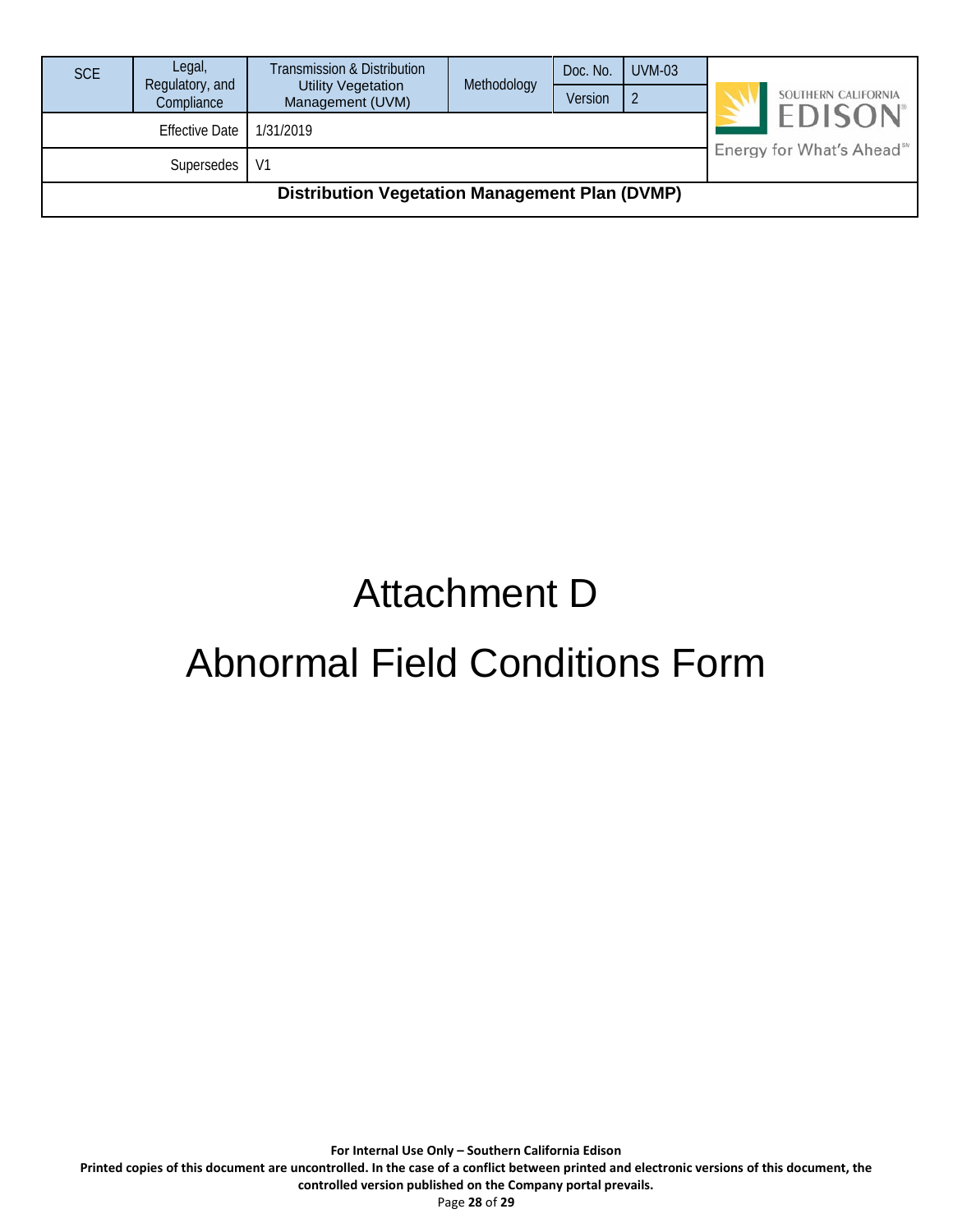# Attachment D

# Abnormal Field Conditions Form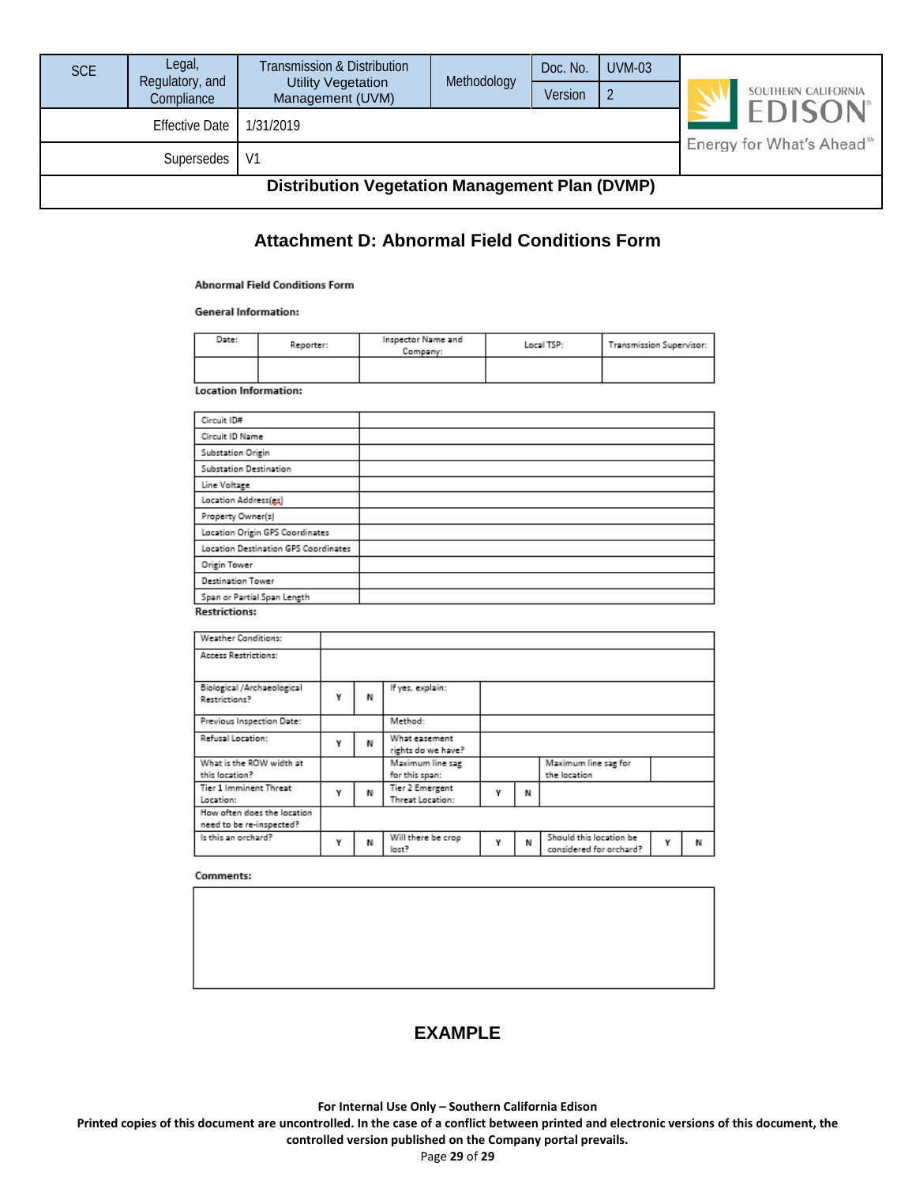# Attachment D: Abnormal Field Conditions Form

**Abnormal Field Conditions Form**

**General Information:**

| Date: | Reporter: | Inspector Name and Company: | Local TSP: | Transmission Supervisor: |
|---|---|---|---|---|
| | | | | |

**Location Information:**

| | |
|---|---|
| Circuit ID# | |
| Circuit ID Name | |
| Substation Origin | |
| Substation Destination | |
| Line Voltage | |
| Location Address(es) | |
| Property Owner(s) | |
| Location Origin GPS Coordinates | |
| Location Destination GPS Coordinates | |
| Origin Tower | |
| Destination Tower | |
| Span or Partial Span Length | |

**Restrictions:**

| | | | | | | | | |
|---|---|---|---|---|---|---|---|---|
| Weather Conditions: | | | | | | | | |
| Access Restrictions: | | | | | | | | |
| Biological /Archaeological Restrictions? | Y | N | If yes, explain: | | | | | |
| Previous Inspection Date: | | | Method: | | | | | |
| Refusal Location: | Y | N | What easement rights do we have? | | | | | |
| What is the ROW width at this location? | | | Maximum line sag for this span: | | | Maximum line sag for the location | | |
| Tier 1 Imminent Threat Location: | Y | N | Tier 2 Emergent Threat Location: | Y | N | | | |
| How often does the location need to be re-inspected? | | | | | | | | |
| Is this an orchard? | Y | N | Will there be crop lost? | Y | N | Should this location be considered for orchard? | Y | N |

**Comments:**

| |
|---|
| |

**EXAMPLE**

**For Internal Use Only – Southern California Edison**

**Printed copies of this document are uncontrolled. In the case of a conflict between printed and electronic versions of this document, the controlled version published on the Company portal prevails.**